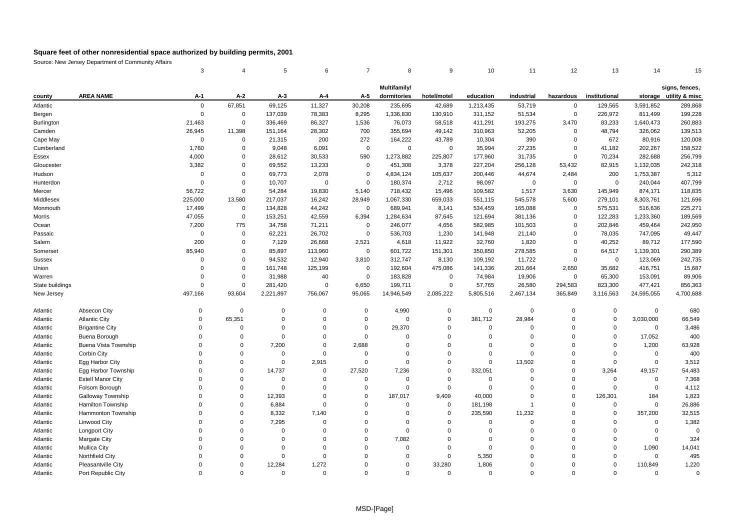# Square feet of other nonresidential space authorized by building permits, 2001

Source: New Jersey Department of Community Affairs

| | | 3 | 4 | 5 | 6 | 7 | 8 | 9 | 10 | 11 | 12 | 13 | 14 | 15 |
|---|---|---|---|---|---|---|---|---|---|---|---|---|---|---|
| county | AREA NAME | A-1 | A-2 | A-3 | A-4 | A-5 | Multifamily/ dormitories | hotel/motel | education | industrial | hazardous | institutional | storage | signs, fences, utility & misc |
| Atlantic | | 0 | 67,851 | 69,125 | 11,327 | 30,208 | 235,695 | 42,689 | 1,213,435 | 53,719 | 0 | 129,565 | 3,591,852 | 289,868 |
| Bergen | | 0 | 0 | 137,039 | 78,383 | 8,295 | 1,336,830 | 130,910 | 311,152 | 51,534 | 0 | 226,972 | 811,499 | 199,228 |
| Burlington | | 21,463 | 0 | 336,469 | 86,327 | 1,536 | 76,073 | 58,518 | 411,291 | 193,275 | 3,470 | 83,233 | 1,640,473 | 260,883 |
| Camden | | 26,945 | 11,398 | 151,164 | 28,302 | 700 | 355,694 | 49,142 | 310,963 | 52,205 | 0 | 48,794 | 326,062 | 139,513 |
| Cape May | | 0 | 0 | 21,315 | 200 | 272 | 164,222 | 43,789 | 10,304 | 390 | 0 | 672 | 80,916 | 120,008 |
| Cumberland | | 1,760 | 0 | 9,048 | 6,091 | 0 | 0 | 0 | 35,994 | 27,235 | 0 | 41,182 | 202,267 | 158,522 |
| Essex | | 4,000 | 0 | 28,612 | 30,533 | 590 | 1,273,882 | 225,807 | 177,960 | 31,735 | 0 | 70,234 | 282,688 | 256,799 |
| Gloucester | | 3,382 | 0 | 69,552 | 13,233 | 0 | 451,308 | 3,378 | 227,204 | 256,128 | 53,432 | 82,915 | 1,132,035 | 242,318 |
| Hudson | | 0 | 0 | 69,773 | 2,078 | 0 | 4,834,124 | 105,637 | 200,446 | 44,674 | 2,484 | 200 | 1,753,387 | 5,312 |
| Hunterdon | | 0 | 0 | 10,707 | 0 | 0 | 180,374 | 2,712 | 98,097 | 0 | 0 | 0 | 240,044 | 407,799 |
| Mercer | | 56,722 | 0 | 54,284 | 19,830 | 5,140 | 718,432 | 15,496 | 109,582 | 1,517 | 3,630 | 145,949 | 874,171 | 118,835 |
| Middlesex | | 225,000 | 13,580 | 217,037 | 16,242 | 28,949 | 1,067,330 | 659,033 | 551,115 | 545,578 | 5,600 | 279,101 | 8,303,761 | 121,696 |
| Monmouth | | 17,499 | 0 | 134,828 | 44,242 | 0 | 689,941 | 8,141 | 534,459 | 165,088 | 0 | 575,531 | 516,636 | 225,271 |
| Morris | | 47,055 | 0 | 153,251 | 42,559 | 6,394 | 1,284,634 | 87,645 | 121,694 | 381,136 | 0 | 122,283 | 1,233,360 | 189,569 |
| Ocean | | 7,200 | 775 | 34,758 | 71,211 | 0 | 246,077 | 4,656 | 582,985 | 101,503 | 0 | 202,846 | 459,464 | 242,950 |
| Passaic | | 0 | 0 | 62,221 | 26,702 | 0 | 536,703 | 1,230 | 141,948 | 21,140 | 0 | 78,035 | 747,095 | 49,447 |
| Salem | | 200 | 0 | 7,129 | 26,668 | 2,521 | 4,618 | 11,922 | 32,760 | 1,820 | 0 | 40,252 | 89,712 | 177,590 |
| Somerset | | 85,940 | 0 | 85,897 | 113,960 | 0 | 601,722 | 151,301 | 350,850 | 278,585 | 0 | 64,517 | 1,139,301 | 290,389 |
| Sussex | | 0 | 0 | 94,532 | 12,940 | 3,810 | 312,747 | 8,130 | 109,192 | 11,722 | 0 | 0 | 123,069 | 242,735 |
| Union | | 0 | 0 | 161,748 | 125,199 | 0 | 192,604 | 475,086 | 141,336 | 201,664 | 2,650 | 35,682 | 416,751 | 15,687 |
| Warren | | 0 | 0 | 31,988 | 40 | 0 | 183,828 | 0 | 74,984 | 19,906 | 0 | 65,300 | 153,091 | 89,906 |
| State buildings | | 0 | 0 | 281,420 | 0 | 6,650 | 199,711 | 0 | 57,765 | 26,580 | 294,583 | 823,300 | 477,421 | 856,363 |
| New Jersey | | 497,166 | 93,604 | 2,221,897 | 756,067 | 95,065 | 14,946,549 | 2,085,222 | 5,805,516 | 2,467,134 | 365,849 | 3,116,563 | 24,595,055 | 4,700,688 |
| Atlantic | Absecon City | 0 | 0 | 0 | 0 | 0 | 4,990 | 0 | 0 | 0 | 0 | 0 | 0 | 680 |
| Atlantic | Atlantic City | 0 | 65,351 | 0 | 0 | 0 | 0 | 0 | 381,712 | 28,984 | 0 | 0 | 3,030,000 | 66,549 |
| Atlantic | Brigantine City | 0 | 0 | 0 | 0 | 0 | 29,370 | 0 | 0 | 0 | 0 | 0 | 0 | 3,486 |
| Atlantic | Buena Borough | 0 | 0 | 0 | 0 | 0 | 0 | 0 | 0 | 0 | 0 | 0 | 17,052 | 400 |
| Atlantic | Buena Vista Township | 0 | 0 | 7,200 | 0 | 2,688 | 0 | 0 | 0 | 0 | 0 | 0 | 1,200 | 63,928 |
| Atlantic | Corbin City | 0 | 0 | 0 | 0 | 0 | 0 | 0 | 0 | 0 | 0 | 0 | 0 | 400 |
| Atlantic | Egg Harbor City | 0 | 0 | 0 | 2,915 | 0 | 0 | 0 | 0 | 13,502 | 0 | 0 | 0 | 3,512 |
| Atlantic | Egg Harbor Township | 0 | 0 | 14,737 | 0 | 27,520 | 7,236 | 0 | 332,051 | 0 | 0 | 3,264 | 49,157 | 54,483 |
| Atlantic | Estell Manor City | 0 | 0 | 0 | 0 | 0 | 0 | 0 | 0 | 0 | 0 | 0 | 0 | 7,368 |
| Atlantic | Folsom Borough | 0 | 0 | 0 | 0 | 0 | 0 | 0 | 0 | 0 | 0 | 0 | 0 | 4,112 |
| Atlantic | Galloway Township | 0 | 0 | 12,393 | 0 | 0 | 187,017 | 9,409 | 40,000 | 0 | 0 | 126,301 | 184 | 1,823 |
| Atlantic | Hamilton Township | 0 | 0 | 6,884 | 0 | 0 | 0 | 0 | 181,198 | 1 | 0 | 0 | 0 | 26,886 |
| Atlantic | Hammonton Township | 0 | 0 | 8,332 | 7,140 | 0 | 0 | 0 | 235,590 | 11,232 | 0 | 0 | 357,200 | 32,515 |
| Atlantic | Linwood City | 0 | 0 | 7,295 | 0 | 0 | 0 | 0 | 0 | 0 | 0 | 0 | 0 | 1,382 |
| Atlantic | Longport City | 0 | 0 | 0 | 0 | 0 | 0 | 0 | 0 | 0 | 0 | 0 | 0 | 0 |
| Atlantic | Margate City | 0 | 0 | 0 | 0 | 0 | 7,082 | 0 | 0 | 0 | 0 | 0 | 0 | 324 |
| Atlantic | Mullica City | 0 | 0 | 0 | 0 | 0 | 0 | 0 | 0 | 0 | 0 | 0 | 1,090 | 14,041 |
| Atlantic | Northfield City | 0 | 0 | 0 | 0 | 0 | 0 | 0 | 5,350 | 0 | 0 | 0 | 0 | 495 |
| Atlantic | Pleasantville City | 0 | 0 | 12,284 | 1,272 | 0 | 0 | 33,280 | 1,806 | 0 | 0 | 0 | 110,849 | 1,220 |
| Atlantic | Port Republic City | 0 | 0 | 0 | 0 | 0 | 0 | 0 | 0 | 0 | 0 | 0 | 0 | 0 |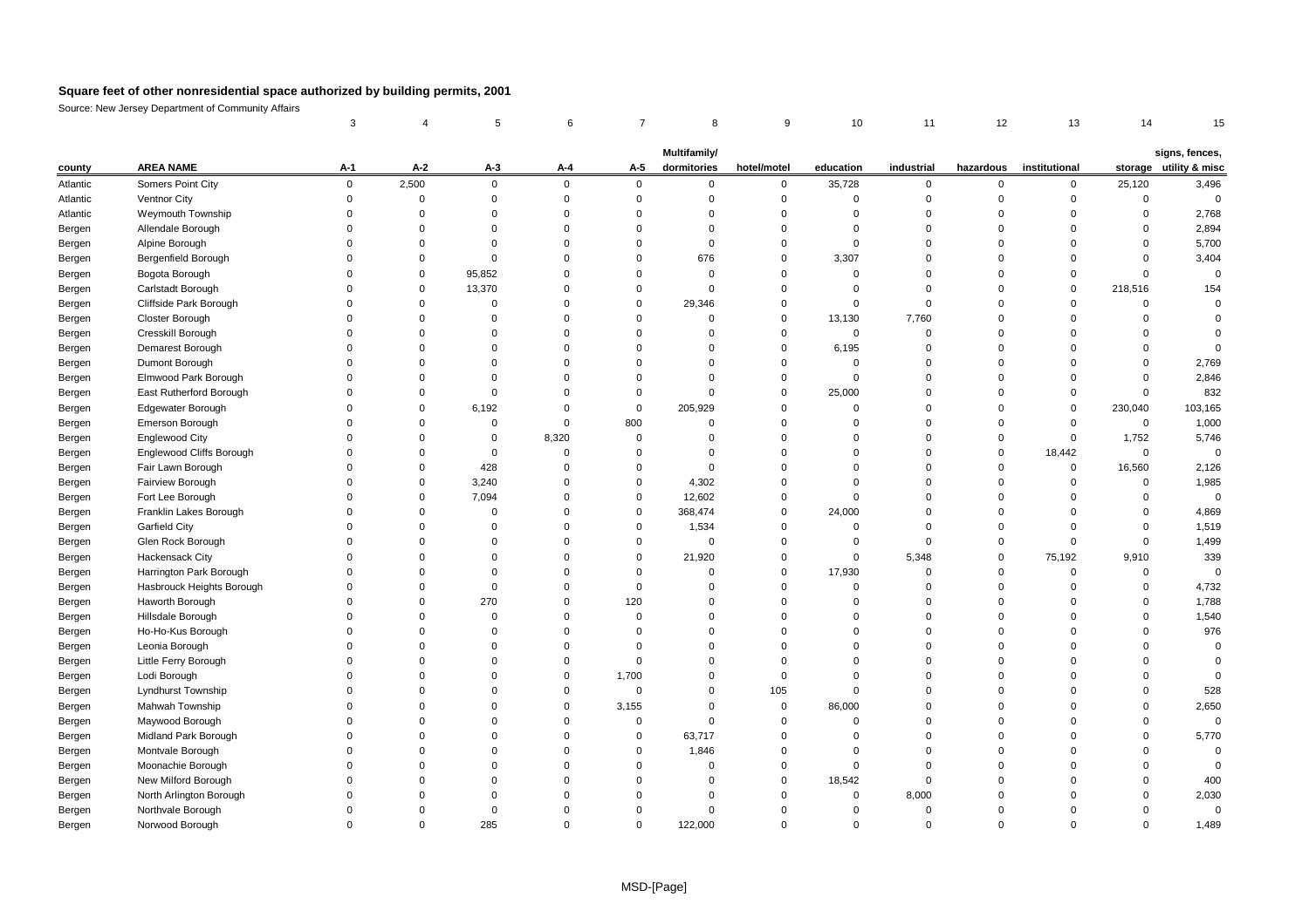# Square feet of other nonresidential space authorized by building permits, 2001

Source: New Jersey Department of Community Affairs

| | | 3 | 4 | 5 | 6 | 7 | 8 | 9 | 10 | 11 | 12 | 13 | 14 | 15 |
|---|---|---|---|---|---|---|---|---|---|---|---|---|---|---|
| county | AREA NAME | A-1 | A-2 | A-3 | A-4 | A-5 | Multifamily/ dormitories | hotel/motel | education | industrial | hazardous | institutional | storage | signs, fences, utility & misc |
| Atlantic | Somers Point City | 0 | 2,500 | 0 | 0 | 0 | 0 | 0 | 35,728 | 0 | 0 | 0 | 25,120 | 3,496 |
| Atlantic | Ventnor City | 0 | 0 | 0 | 0 | 0 | 0 | 0 | 0 | 0 | 0 | 0 | 0 | 0 |
| Atlantic | Weymouth Township | 0 | 0 | 0 | 0 | 0 | 0 | 0 | 0 | 0 | 0 | 0 | 0 | 2,768 |
| Bergen | Allendale Borough | 0 | 0 | 0 | 0 | 0 | 0 | 0 | 0 | 0 | 0 | 0 | 0 | 2,894 |
| Bergen | Alpine Borough | 0 | 0 | 0 | 0 | 0 | 0 | 0 | 0 | 0 | 0 | 0 | 0 | 5,700 |
| Bergen | Bergenfield Borough | 0 | 0 | 0 | 0 | 0 | 676 | 0 | 3,307 | 0 | 0 | 0 | 0 | 3,404 |
| Bergen | Bogota Borough | 0 | 0 | 95,852 | 0 | 0 | 0 | 0 | 0 | 0 | 0 | 0 | 0 | 0 |
| Bergen | Carlstadt Borough | 0 | 0 | 13,370 | 0 | 0 | 0 | 0 | 0 | 0 | 0 | 0 | 218,516 | 154 |
| Bergen | Cliffside Park Borough | 0 | 0 | 0 | 0 | 0 | 29,346 | 0 | 0 | 0 | 0 | 0 | 0 | 0 |
| Bergen | Closter Borough | 0 | 0 | 0 | 0 | 0 | 0 | 0 | 13,130 | 7,760 | 0 | 0 | 0 | 0 |
| Bergen | Cresskill Borough | 0 | 0 | 0 | 0 | 0 | 0 | 0 | 0 | 0 | 0 | 0 | 0 | 0 |
| Bergen | Demarest Borough | 0 | 0 | 0 | 0 | 0 | 0 | 0 | 6,195 | 0 | 0 | 0 | 0 | 0 |
| Bergen | Dumont Borough | 0 | 0 | 0 | 0 | 0 | 0 | 0 | 0 | 0 | 0 | 0 | 0 | 2,769 |
| Bergen | Elmwood Park Borough | 0 | 0 | 0 | 0 | 0 | 0 | 0 | 0 | 0 | 0 | 0 | 0 | 2,846 |
| Bergen | East Rutherford Borough | 0 | 0 | 0 | 0 | 0 | 0 | 0 | 25,000 | 0 | 0 | 0 | 0 | 832 |
| Bergen | Edgewater Borough | 0 | 0 | 6,192 | 0 | 0 | 205,929 | 0 | 0 | 0 | 0 | 0 | 230,040 | 103,165 |
| Bergen | Emerson Borough | 0 | 0 | 0 | 0 | 800 | 0 | 0 | 0 | 0 | 0 | 0 | 0 | 1,000 |
| Bergen | Englewood City | 0 | 0 | 0 | 8,320 | 0 | 0 | 0 | 0 | 0 | 0 | 0 | 1,752 | 5,746 |
| Bergen | Englewood Cliffs Borough | 0 | 0 | 0 | 0 | 0 | 0 | 0 | 0 | 0 | 0 | 18,442 | 0 | 0 |
| Bergen | Fair Lawn Borough | 0 | 0 | 428 | 0 | 0 | 0 | 0 | 0 | 0 | 0 | 0 | 16,560 | 2,126 |
| Bergen | Fairview Borough | 0 | 0 | 3,240 | 0 | 0 | 4,302 | 0 | 0 | 0 | 0 | 0 | 0 | 1,985 |
| Bergen | Fort Lee Borough | 0 | 0 | 7,094 | 0 | 0 | 12,602 | 0 | 0 | 0 | 0 | 0 | 0 | 0 |
| Bergen | Franklin Lakes Borough | 0 | 0 | 0 | 0 | 0 | 368,474 | 0 | 24,000 | 0 | 0 | 0 | 0 | 4,869 |
| Bergen | Garfield City | 0 | 0 | 0 | 0 | 0 | 1,534 | 0 | 0 | 0 | 0 | 0 | 0 | 1,519 |
| Bergen | Glen Rock Borough | 0 | 0 | 0 | 0 | 0 | 0 | 0 | 0 | 0 | 0 | 0 | 0 | 1,499 |
| Bergen | Hackensack City | 0 | 0 | 0 | 0 | 0 | 21,920 | 0 | 0 | 5,348 | 0 | 75,192 | 9,910 | 339 |
| Bergen | Harrington Park Borough | 0 | 0 | 0 | 0 | 0 | 0 | 0 | 17,930 | 0 | 0 | 0 | 0 | 0 |
| Bergen | Hasbrouck Heights Borough | 0 | 0 | 0 | 0 | 0 | 0 | 0 | 0 | 0 | 0 | 0 | 0 | 4,732 |
| Bergen | Haworth Borough | 0 | 0 | 270 | 0 | 120 | 0 | 0 | 0 | 0 | 0 | 0 | 0 | 1,788 |
| Bergen | Hillsdale Borough | 0 | 0 | 0 | 0 | 0 | 0 | 0 | 0 | 0 | 0 | 0 | 0 | 1,540 |
| Bergen | Ho-Ho-Kus Borough | 0 | 0 | 0 | 0 | 0 | 0 | 0 | 0 | 0 | 0 | 0 | 0 | 976 |
| Bergen | Leonia Borough | 0 | 0 | 0 | 0 | 0 | 0 | 0 | 0 | 0 | 0 | 0 | 0 | 0 |
| Bergen | Little Ferry Borough | 0 | 0 | 0 | 0 | 0 | 0 | 0 | 0 | 0 | 0 | 0 | 0 | 0 |
| Bergen | Lodi Borough | 0 | 0 | 0 | 0 | 1,700 | 0 | 0 | 0 | 0 | 0 | 0 | 0 | 0 |
| Bergen | Lyndhurst Township | 0 | 0 | 0 | 0 | 0 | 0 | 105 | 0 | 0 | 0 | 0 | 0 | 528 |
| Bergen | Mahwah Township | 0 | 0 | 0 | 0 | 3,155 | 0 | 0 | 86,000 | 0 | 0 | 0 | 0 | 2,650 |
| Bergen | Maywood Borough | 0 | 0 | 0 | 0 | 0 | 0 | 0 | 0 | 0 | 0 | 0 | 0 | 0 |
| Bergen | Midland Park Borough | 0 | 0 | 0 | 0 | 0 | 63,717 | 0 | 0 | 0 | 0 | 0 | 0 | 5,770 |
| Bergen | Montvale Borough | 0 | 0 | 0 | 0 | 0 | 1,846 | 0 | 0 | 0 | 0 | 0 | 0 | 0 |
| Bergen | Moonachie Borough | 0 | 0 | 0 | 0 | 0 | 0 | 0 | 0 | 0 | 0 | 0 | 0 | 0 |
| Bergen | New Milford Borough | 0 | 0 | 0 | 0 | 0 | 0 | 0 | 18,542 | 0 | 0 | 0 | 0 | 400 |
| Bergen | North Arlington Borough | 0 | 0 | 0 | 0 | 0 | 0 | 0 | 0 | 8,000 | 0 | 0 | 0 | 2,030 |
| Bergen | Northvale Borough | 0 | 0 | 0 | 0 | 0 | 0 | 0 | 0 | 0 | 0 | 0 | 0 | 0 |
| Bergen | Norwood Borough | 0 | 0 | 285 | 0 | 0 | 122,000 | 0 | 0 | 0 | 0 | 0 | 0 | 1,489 |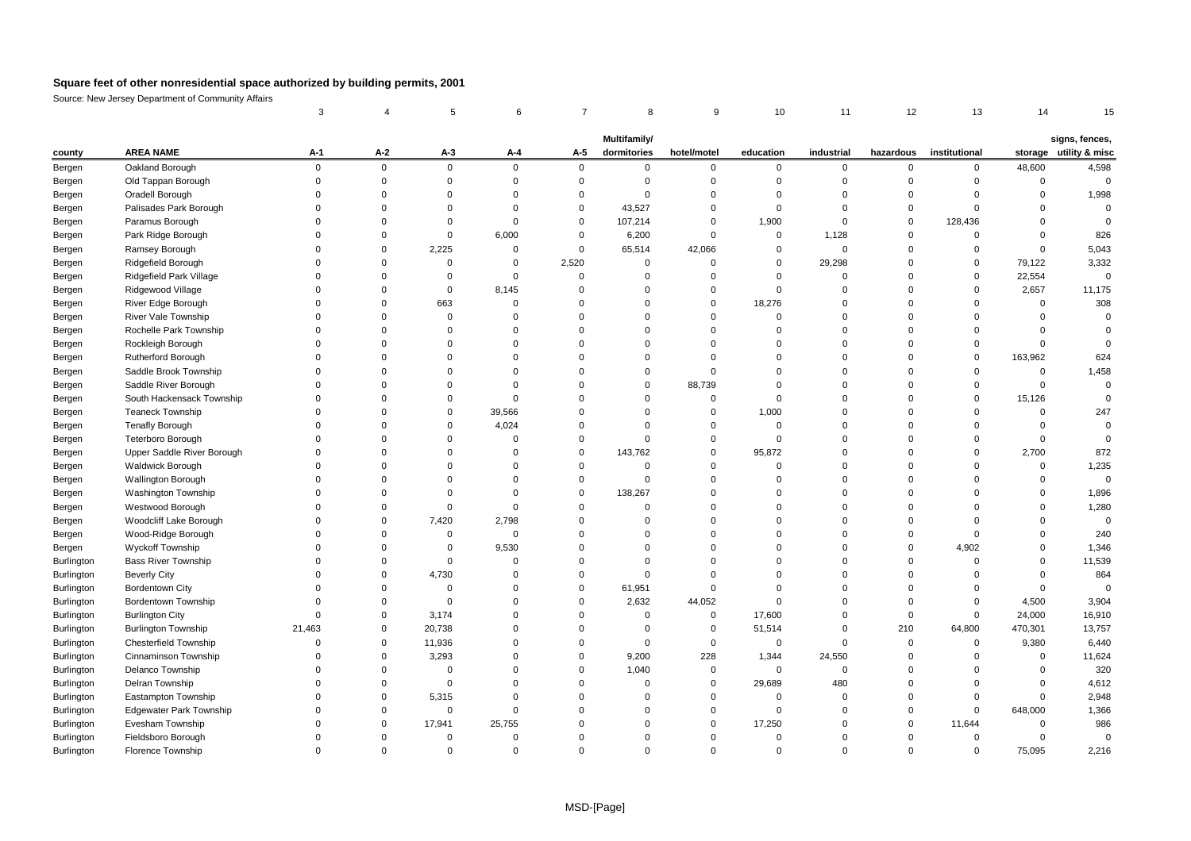## Square feet of other nonresidential space authorized by building permits, 2001

Source: New Jersey Department of Community Affairs

| | | 3 | 4 | 5 | 6 | 7 | 8 | 9 | 10 | 11 | 12 | 13 | 14 | 15 |
|---|---|---|---|---|---|---|---|---|---|---|---|---|---|---|
| county | AREA NAME | A-1 | A-2 | A-3 | A-4 | A-5 | Multifamily/ dormitories | hotel/motel | education | industrial | hazardous | institutional | storage | signs, fences, utility & misc |
| Bergen | Oakland Borough | 0 | 0 | 0 | 0 | 0 | 0 | 0 | 0 | 0 | 0 | 0 | 48,600 | 4,598 |
| Bergen | Old Tappan Borough | 0 | 0 | 0 | 0 | 0 | 0 | 0 | 0 | 0 | 0 | 0 | 0 | 0 |
| Bergen | Oradell Borough | 0 | 0 | 0 | 0 | 0 | 0 | 0 | 0 | 0 | 0 | 0 | 0 | 1,998 |
| Bergen | Palisades Park Borough | 0 | 0 | 0 | 0 | 0 | 43,527 | 0 | 0 | 0 | 0 | 0 | 0 | 0 |
| Bergen | Paramus Borough | 0 | 0 | 0 | 0 | 0 | 107,214 | 0 | 1,900 | 0 | 0 | 128,436 | 0 | 0 |
| Bergen | Park Ridge Borough | 0 | 0 | 0 | 6,000 | 0 | 6,200 | 0 | 0 | 1,128 | 0 | 0 | 0 | 826 |
| Bergen | Ramsey Borough | 0 | 0 | 2,225 | 0 | 0 | 65,514 | 42,066 | 0 | 0 | 0 | 0 | 0 | 5,043 |
| Bergen | Ridgefield Borough | 0 | 0 | 0 | 0 | 2,520 | 0 | 0 | 0 | 29,298 | 0 | 0 | 79,122 | 3,332 |
| Bergen | Ridgefield Park Village | 0 | 0 | 0 | 0 | 0 | 0 | 0 | 0 | 0 | 0 | 0 | 22,554 | 0 |
| Bergen | Ridgewood Village | 0 | 0 | 0 | 8,145 | 0 | 0 | 0 | 0 | 0 | 0 | 0 | 2,657 | 11,175 |
| Bergen | River Edge Borough | 0 | 0 | 663 | 0 | 0 | 0 | 0 | 18,276 | 0 | 0 | 0 | 0 | 308 |
| Bergen | River Vale Township | 0 | 0 | 0 | 0 | 0 | 0 | 0 | 0 | 0 | 0 | 0 | 0 | 0 |
| Bergen | Rochelle Park Township | 0 | 0 | 0 | 0 | 0 | 0 | 0 | 0 | 0 | 0 | 0 | 0 | 0 |
| Bergen | Rockleigh Borough | 0 | 0 | 0 | 0 | 0 | 0 | 0 | 0 | 0 | 0 | 0 | 0 | 0 |
| Bergen | Rutherford Borough | 0 | 0 | 0 | 0 | 0 | 0 | 0 | 0 | 0 | 0 | 0 | 163,962 | 624 |
| Bergen | Saddle Brook Township | 0 | 0 | 0 | 0 | 0 | 0 | 0 | 0 | 0 | 0 | 0 | 0 | 1,458 |
| Bergen | Saddle River Borough | 0 | 0 | 0 | 0 | 0 | 0 | 88,739 | 0 | 0 | 0 | 0 | 0 | 0 |
| Bergen | South Hackensack Township | 0 | 0 | 0 | 0 | 0 | 0 | 0 | 0 | 0 | 0 | 0 | 15,126 | 0 |
| Bergen | Teaneck Township | 0 | 0 | 0 | 39,566 | 0 | 0 | 0 | 1,000 | 0 | 0 | 0 | 0 | 247 |
| Bergen | Tenafly Borough | 0 | 0 | 0 | 4,024 | 0 | 0 | 0 | 0 | 0 | 0 | 0 | 0 | 0 |
| Bergen | Teterboro Borough | 0 | 0 | 0 | 0 | 0 | 0 | 0 | 0 | 0 | 0 | 0 | 0 | 0 |
| Bergen | Upper Saddle River Borough | 0 | 0 | 0 | 0 | 0 | 143,762 | 0 | 95,872 | 0 | 0 | 0 | 2,700 | 872 |
| Bergen | Waldwick Borough | 0 | 0 | 0 | 0 | 0 | 0 | 0 | 0 | 0 | 0 | 0 | 0 | 1,235 |
| Bergen | Wallington Borough | 0 | 0 | 0 | 0 | 0 | 0 | 0 | 0 | 0 | 0 | 0 | 0 | 0 |
| Bergen | Washington Township | 0 | 0 | 0 | 0 | 0 | 138,267 | 0 | 0 | 0 | 0 | 0 | 0 | 1,896 |
| Bergen | Westwood Borough | 0 | 0 | 0 | 0 | 0 | 0 | 0 | 0 | 0 | 0 | 0 | 0 | 1,280 |
| Bergen | Woodcliff Lake Borough | 0 | 0 | 7,420 | 2,798 | 0 | 0 | 0 | 0 | 0 | 0 | 0 | 0 | 0 |
| Bergen | Wood-Ridge Borough | 0 | 0 | 0 | 0 | 0 | 0 | 0 | 0 | 0 | 0 | 0 | 0 | 240 |
| Bergen | Wyckoff Township | 0 | 0 | 0 | 9,530 | 0 | 0 | 0 | 0 | 0 | 0 | 4,902 | 0 | 1,346 |
| Burlington | Bass River Township | 0 | 0 | 0 | 0 | 0 | 0 | 0 | 0 | 0 | 0 | 0 | 0 | 11,539 |
| Burlington | Beverly City | 0 | 0 | 4,730 | 0 | 0 | 0 | 0 | 0 | 0 | 0 | 0 | 0 | 864 |
| Burlington | Bordentown City | 0 | 0 | 0 | 0 | 0 | 61,951 | 0 | 0 | 0 | 0 | 0 | 0 | 0 |
| Burlington | Bordentown Township | 0 | 0 | 0 | 0 | 0 | 2,632 | 44,052 | 0 | 0 | 0 | 0 | 4,500 | 3,904 |
| Burlington | Burlington City | 0 | 0 | 3,174 | 0 | 0 | 0 | 0 | 17,600 | 0 | 0 | 0 | 24,000 | 16,910 |
| Burlington | Burlington Township | 21,463 | 0 | 20,738 | 0 | 0 | 0 | 0 | 51,514 | 0 | 210 | 64,800 | 470,301 | 13,757 |
| Burlington | Chesterfield Township | 0 | 0 | 11,936 | 0 | 0 | 0 | 0 | 0 | 0 | 0 | 0 | 9,380 | 6,440 |
| Burlington | Cinnaminson Township | 0 | 0 | 3,293 | 0 | 0 | 9,200 | 228 | 1,344 | 24,550 | 0 | 0 | 0 | 11,624 |
| Burlington | Delanco Township | 0 | 0 | 0 | 0 | 0 | 1,040 | 0 | 0 | 0 | 0 | 0 | 0 | 320 |
| Burlington | Delran Township | 0 | 0 | 0 | 0 | 0 | 0 | 0 | 29,689 | 480 | 0 | 0 | 0 | 4,612 |
| Burlington | Eastampton Township | 0 | 0 | 5,315 | 0 | 0 | 0 | 0 | 0 | 0 | 0 | 0 | 0 | 2,948 |
| Burlington | Edgewater Park Township | 0 | 0 | 0 | 0 | 0 | 0 | 0 | 0 | 0 | 0 | 0 | 648,000 | 1,366 |
| Burlington | Evesham Township | 0 | 0 | 17,941 | 25,755 | 0 | 0 | 0 | 17,250 | 0 | 0 | 11,644 | 0 | 986 |
| Burlington | Fieldsboro Borough | 0 | 0 | 0 | 0 | 0 | 0 | 0 | 0 | 0 | 0 | 0 | 0 | 0 |
| Burlington | Florence Township | 0 | 0 | 0 | 0 | 0 | 0 | 0 | 0 | 0 | 0 | 0 | 75,095 | 2,216 |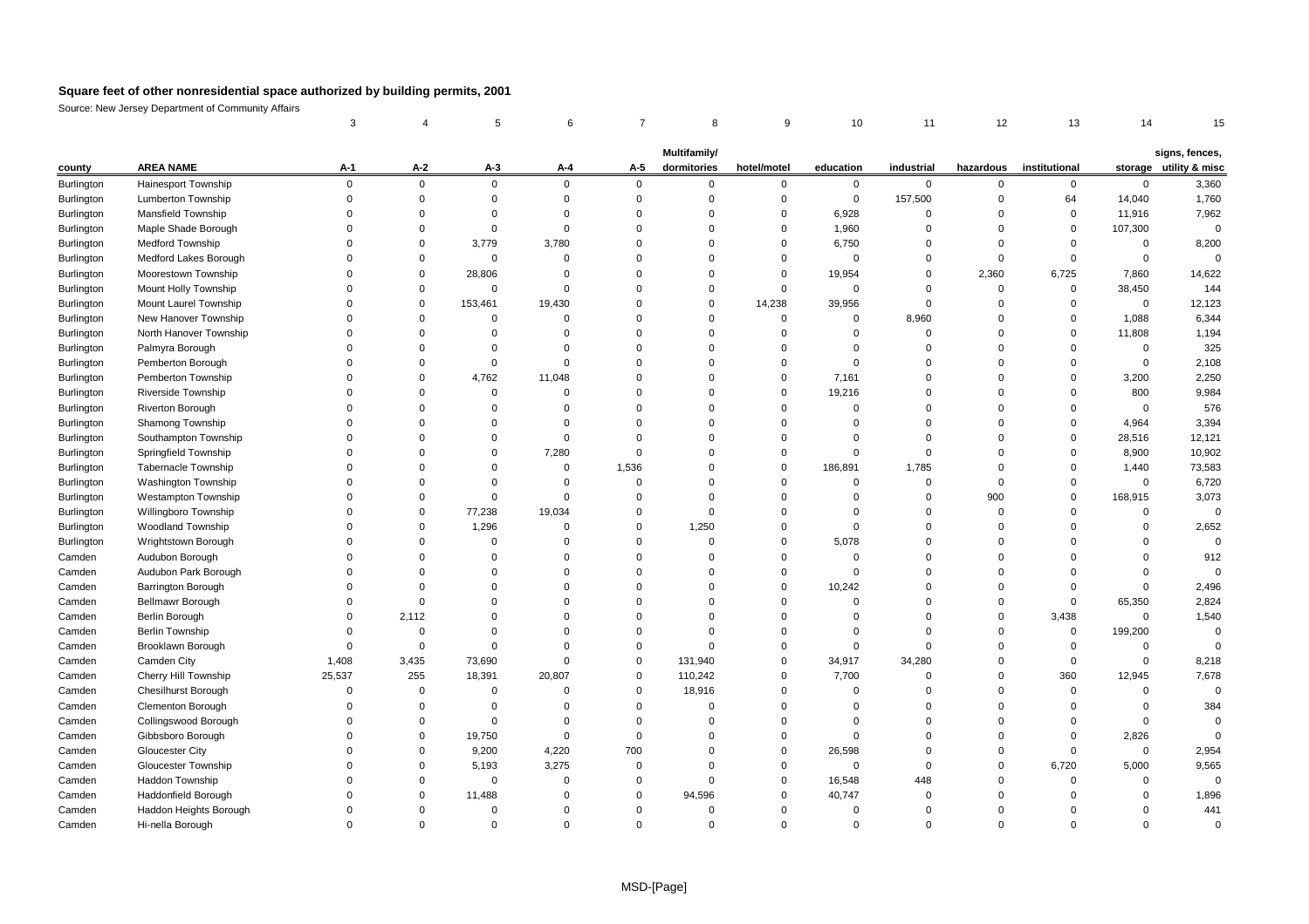## Square feet of other nonresidential space authorized by building permits, 2001

Source: New Jersey Department of Community Affairs

| | | 3 | 4 | 5 | 6 | 7 | 8 | 9 | 10 | 11 | 12 | 13 | 14 | 15 |
|---|---|---|---|---|---|---|---|---|---|---|---|---|---|---|
| county | AREA NAME | A-1 | A-2 | A-3 | A-4 | A-5 | Multifamily/ dormitories | hotel/motel | education | industrial | hazardous | institutional | storage | signs, fences, utility & misc |
| Burlington | Hainesport Township | 0 | 0 | 0 | 0 | 0 | 0 | 0 | 0 | 0 | 0 | 0 | 0 | 3,360 |
| Burlington | Lumberton Township | 0 | 0 | 0 | 0 | 0 | 0 | 0 | 0 | 157,500 | 0 | 64 | 14,040 | 1,760 |
| Burlington | Mansfield Township | 0 | 0 | 0 | 0 | 0 | 0 | 0 | 6,928 | 0 | 0 | 0 | 11,916 | 7,962 |
| Burlington | Maple Shade Borough | 0 | 0 | 0 | 0 | 0 | 0 | 0 | 1,960 | 0 | 0 | 0 | 107,300 | 0 |
| Burlington | Medford Township | 0 | 0 | 3,779 | 3,780 | 0 | 0 | 0 | 6,750 | 0 | 0 | 0 | 0 | 8,200 |
| Burlington | Medford Lakes Borough | 0 | 0 | 0 | 0 | 0 | 0 | 0 | 0 | 0 | 0 | 0 | 0 | 0 |
| Burlington | Moorestown Township | 0 | 0 | 28,806 | 0 | 0 | 0 | 0 | 19,954 | 0 | 2,360 | 6,725 | 7,860 | 14,622 |
| Burlington | Mount Holly Township | 0 | 0 | 0 | 0 | 0 | 0 | 0 | 0 | 0 | 0 | 0 | 38,450 | 144 |
| Burlington | Mount Laurel Township | 0 | 0 | 153,461 | 19,430 | 0 | 0 | 14,238 | 39,956 | 0 | 0 | 0 | 0 | 12,123 |
| Burlington | New Hanover Township | 0 | 0 | 0 | 0 | 0 | 0 | 0 | 0 | 8,960 | 0 | 0 | 1,088 | 6,344 |
| Burlington | North Hanover Township | 0 | 0 | 0 | 0 | 0 | 0 | 0 | 0 | 0 | 0 | 0 | 11,808 | 1,194 |
| Burlington | Palmyra Borough | 0 | 0 | 0 | 0 | 0 | 0 | 0 | 0 | 0 | 0 | 0 | 0 | 325 |
| Burlington | Pemberton Borough | 0 | 0 | 0 | 0 | 0 | 0 | 0 | 0 | 0 | 0 | 0 | 0 | 2,108 |
| Burlington | Pemberton Township | 0 | 0 | 4,762 | 11,048 | 0 | 0 | 0 | 7,161 | 0 | 0 | 0 | 3,200 | 2,250 |
| Burlington | Riverside Township | 0 | 0 | 0 | 0 | 0 | 0 | 0 | 19,216 | 0 | 0 | 0 | 800 | 9,984 |
| Burlington | Riverton Borough | 0 | 0 | 0 | 0 | 0 | 0 | 0 | 0 | 0 | 0 | 0 | 0 | 576 |
| Burlington | Shamong Township | 0 | 0 | 0 | 0 | 0 | 0 | 0 | 0 | 0 | 0 | 0 | 4,964 | 3,394 |
| Burlington | Southampton Township | 0 | 0 | 0 | 0 | 0 | 0 | 0 | 0 | 0 | 0 | 0 | 28,516 | 12,121 |
| Burlington | Springfield Township | 0 | 0 | 0 | 7,280 | 0 | 0 | 0 | 0 | 0 | 0 | 0 | 8,900 | 10,902 |
| Burlington | Tabernacle Township | 0 | 0 | 0 | 0 | 1,536 | 0 | 0 | 186,891 | 1,785 | 0 | 0 | 1,440 | 73,583 |
| Burlington | Washington Township | 0 | 0 | 0 | 0 | 0 | 0 | 0 | 0 | 0 | 0 | 0 | 0 | 6,720 |
| Burlington | Westampton Township | 0 | 0 | 0 | 0 | 0 | 0 | 0 | 0 | 0 | 900 | 0 | 168,915 | 3,073 |
| Burlington | Willingboro Township | 0 | 0 | 77,238 | 19,034 | 0 | 0 | 0 | 0 | 0 | 0 | 0 | 0 | 0 |
| Burlington | Woodland Township | 0 | 0 | 1,296 | 0 | 0 | 1,250 | 0 | 0 | 0 | 0 | 0 | 0 | 2,652 |
| Burlington | Wrightstown Borough | 0 | 0 | 0 | 0 | 0 | 0 | 0 | 5,078 | 0 | 0 | 0 | 0 | 0 |
| Camden | Audubon Borough | 0 | 0 | 0 | 0 | 0 | 0 | 0 | 0 | 0 | 0 | 0 | 0 | 912 |
| Camden | Audubon Park Borough | 0 | 0 | 0 | 0 | 0 | 0 | 0 | 0 | 0 | 0 | 0 | 0 | 0 |
| Camden | Barrington Borough | 0 | 0 | 0 | 0 | 0 | 0 | 0 | 10,242 | 0 | 0 | 0 | 0 | 2,496 |
| Camden | Bellmawr Borough | 0 | 0 | 0 | 0 | 0 | 0 | 0 | 0 | 0 | 0 | 0 | 65,350 | 2,824 |
| Camden | Berlin Borough | 0 | 2,112 | 0 | 0 | 0 | 0 | 0 | 0 | 0 | 0 | 3,438 | 0 | 1,540 |
| Camden | Berlin Township | 0 | 0 | 0 | 0 | 0 | 0 | 0 | 0 | 0 | 0 | 0 | 199,200 | 0 |
| Camden | Brooklawn Borough | 0 | 0 | 0 | 0 | 0 | 0 | 0 | 0 | 0 | 0 | 0 | 0 | 0 |
| Camden | Camden City | 1,408 | 3,435 | 73,690 | 0 | 0 | 131,940 | 0 | 34,917 | 34,280 | 0 | 0 | 0 | 8,218 |
| Camden | Cherry Hill Township | 25,537 | 255 | 18,391 | 20,807 | 0 | 110,242 | 0 | 7,700 | 0 | 0 | 360 | 12,945 | 7,678 |
| Camden | Chesilhurst Borough | 0 | 0 | 0 | 0 | 0 | 18,916 | 0 | 0 | 0 | 0 | 0 | 0 | 0 |
| Camden | Clementon Borough | 0 | 0 | 0 | 0 | 0 | 0 | 0 | 0 | 0 | 0 | 0 | 0 | 384 |
| Camden | Collingswood Borough | 0 | 0 | 0 | 0 | 0 | 0 | 0 | 0 | 0 | 0 | 0 | 0 | 0 |
| Camden | Gibbsboro Borough | 0 | 0 | 19,750 | 0 | 0 | 0 | 0 | 0 | 0 | 0 | 0 | 2,826 | 0 |
| Camden | Gloucester City | 0 | 0 | 9,200 | 4,220 | 700 | 0 | 0 | 26,598 | 0 | 0 | 0 | 0 | 2,954 |
| Camden | Gloucester Township | 0 | 0 | 5,193 | 3,275 | 0 | 0 | 0 | 0 | 0 | 0 | 6,720 | 5,000 | 9,565 |
| Camden | Haddon Township | 0 | 0 | 0 | 0 | 0 | 0 | 0 | 16,548 | 448 | 0 | 0 | 0 | 0 |
| Camden | Haddonfield Borough | 0 | 0 | 11,488 | 0 | 0 | 94,596 | 0 | 40,747 | 0 | 0 | 0 | 0 | 1,896 |
| Camden | Haddon Heights Borough | 0 | 0 | 0 | 0 | 0 | 0 | 0 | 0 | 0 | 0 | 0 | 0 | 441 |
| Camden | Hi-nella Borough | 0 | 0 | 0 | 0 | 0 | 0 | 0 | 0 | 0 | 0 | 0 | 0 | 0 |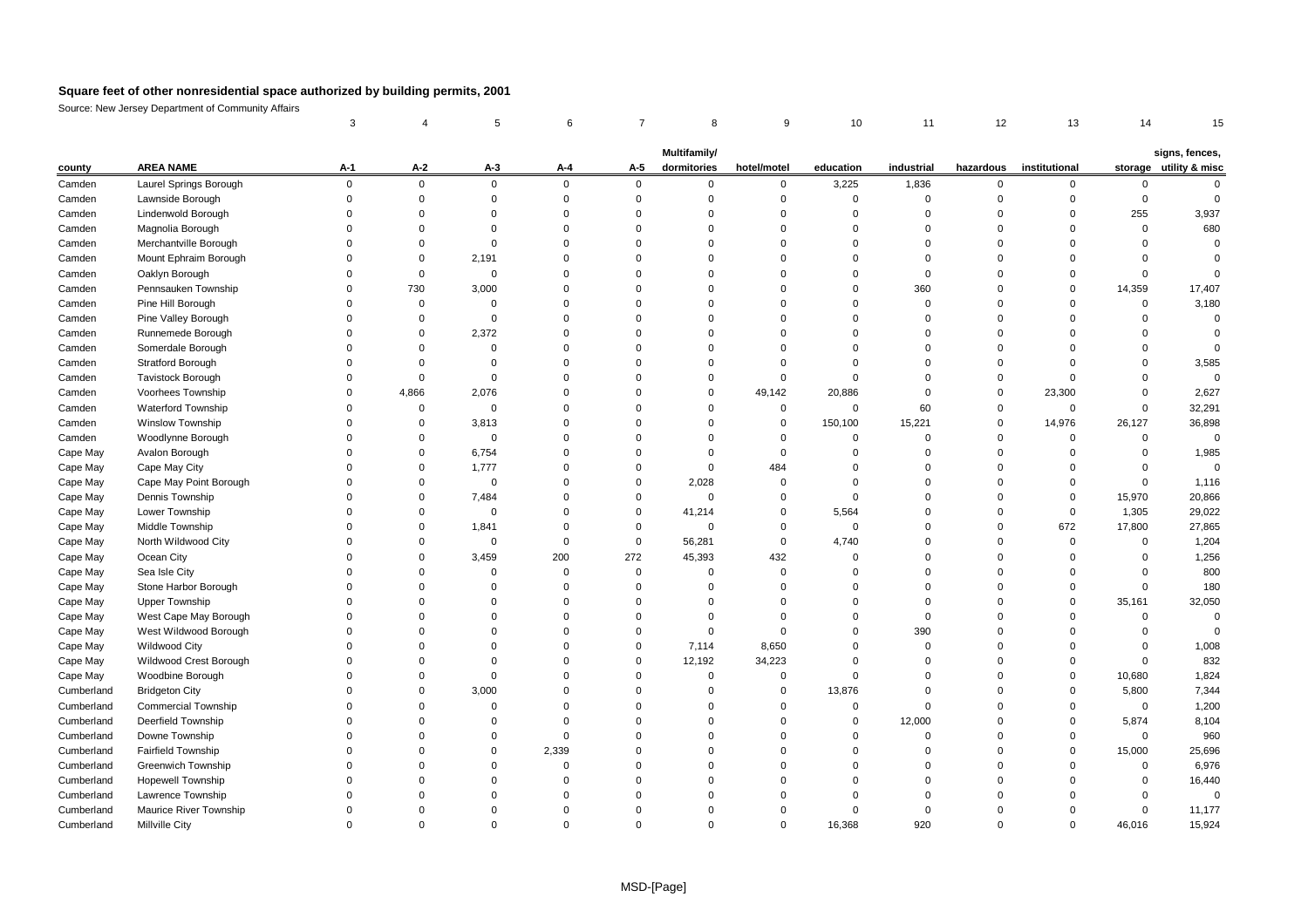## Square feet of other nonresidential space authorized by building permits, 2001

Source: New Jersey Department of Community Affairs

| | | 3 | 4 | 5 | 6 | 7 | 8 | 9 | 10 | 11 | 12 | 13 | 14 | 15 |
|---|---|---|---|---|---|---|---|---|---|---|---|---|---|---|
| county | AREA NAME | A-1 | A-2 | A-3 | A-4 | A-5 | Multifamily/ dormitories | hotel/motel | education | industrial | hazardous | institutional | storage | signs, fences, utility & misc |
| Camden | Laurel Springs Borough | 0 | 0 | 0 | 0 | 0 | 0 | 0 | 3,225 | 1,836 | 0 | 0 | 0 | 0 |
| Camden | Lawnside Borough | 0 | 0 | 0 | 0 | 0 | 0 | 0 | 0 | 0 | 0 | 0 | 0 | 0 |
| Camden | Lindenwold Borough | 0 | 0 | 0 | 0 | 0 | 0 | 0 | 0 | 0 | 0 | 0 | 255 | 3,937 |
| Camden | Magnolia Borough | 0 | 0 | 0 | 0 | 0 | 0 | 0 | 0 | 0 | 0 | 0 | 0 | 680 |
| Camden | Merchantville Borough | 0 | 0 | 0 | 0 | 0 | 0 | 0 | 0 | 0 | 0 | 0 | 0 | 0 |
| Camden | Mount Ephraim Borough | 0 | 0 | 2,191 | 0 | 0 | 0 | 0 | 0 | 0 | 0 | 0 | 0 | 0 |
| Camden | Oaklyn Borough | 0 | 0 | 0 | 0 | 0 | 0 | 0 | 0 | 0 | 0 | 0 | 0 | 0 |
| Camden | Pennsauken Township | 0 | 730 | 3,000 | 0 | 0 | 0 | 0 | 0 | 360 | 0 | 0 | 14,359 | 17,407 |
| Camden | Pine Hill Borough | 0 | 0 | 0 | 0 | 0 | 0 | 0 | 0 | 0 | 0 | 0 | 0 | 3,180 |
| Camden | Pine Valley Borough | 0 | 0 | 0 | 0 | 0 | 0 | 0 | 0 | 0 | 0 | 0 | 0 | 0 |
| Camden | Runnemede Borough | 0 | 0 | 2,372 | 0 | 0 | 0 | 0 | 0 | 0 | 0 | 0 | 0 | 0 |
| Camden | Somerdale Borough | 0 | 0 | 0 | 0 | 0 | 0 | 0 | 0 | 0 | 0 | 0 | 0 | 0 |
| Camden | Stratford Borough | 0 | 0 | 0 | 0 | 0 | 0 | 0 | 0 | 0 | 0 | 0 | 0 | 3,585 |
| Camden | Tavistock Borough | 0 | 0 | 0 | 0 | 0 | 0 | 0 | 0 | 0 | 0 | 0 | 0 | 0 |
| Camden | Voorhees Township | 0 | 4,866 | 2,076 | 0 | 0 | 0 | 49,142 | 20,886 | 0 | 0 | 23,300 | 0 | 2,627 |
| Camden | Waterford Township | 0 | 0 | 0 | 0 | 0 | 0 | 0 | 0 | 60 | 0 | 0 | 0 | 32,291 |
| Camden | Winslow Township | 0 | 0 | 3,813 | 0 | 0 | 0 | 0 | 150,100 | 15,221 | 0 | 14,976 | 26,127 | 36,898 |
| Camden | Woodlynne Borough | 0 | 0 | 0 | 0 | 0 | 0 | 0 | 0 | 0 | 0 | 0 | 0 | 0 |
| Cape May | Avalon Borough | 0 | 0 | 6,754 | 0 | 0 | 0 | 0 | 0 | 0 | 0 | 0 | 0 | 1,985 |
| Cape May | Cape May City | 0 | 0 | 1,777 | 0 | 0 | 0 | 484 | 0 | 0 | 0 | 0 | 0 | 0 |
| Cape May | Cape May Point Borough | 0 | 0 | 0 | 0 | 0 | 2,028 | 0 | 0 | 0 | 0 | 0 | 0 | 1,116 |
| Cape May | Dennis Township | 0 | 0 | 7,484 | 0 | 0 | 0 | 0 | 0 | 0 | 0 | 0 | 15,970 | 20,866 |
| Cape May | Lower Township | 0 | 0 | 0 | 0 | 0 | 41,214 | 0 | 5,564 | 0 | 0 | 0 | 1,305 | 29,022 |
| Cape May | Middle Township | 0 | 0 | 1,841 | 0 | 0 | 0 | 0 | 0 | 0 | 0 | 672 | 17,800 | 27,865 |
| Cape May | North Wildwood City | 0 | 0 | 0 | 0 | 0 | 56,281 | 0 | 4,740 | 0 | 0 | 0 | 0 | 1,204 |
| Cape May | Ocean City | 0 | 0 | 3,459 | 200 | 272 | 45,393 | 432 | 0 | 0 | 0 | 0 | 0 | 1,256 |
| Cape May | Sea Isle City | 0 | 0 | 0 | 0 | 0 | 0 | 0 | 0 | 0 | 0 | 0 | 0 | 800 |
| Cape May | Stone Harbor Borough | 0 | 0 | 0 | 0 | 0 | 0 | 0 | 0 | 0 | 0 | 0 | 0 | 180 |
| Cape May | Upper Township | 0 | 0 | 0 | 0 | 0 | 0 | 0 | 0 | 0 | 0 | 0 | 35,161 | 32,050 |
| Cape May | West Cape May Borough | 0 | 0 | 0 | 0 | 0 | 0 | 0 | 0 | 0 | 0 | 0 | 0 | 0 |
| Cape May | West Wildwood Borough | 0 | 0 | 0 | 0 | 0 | 0 | 0 | 0 | 390 | 0 | 0 | 0 | 0 |
| Cape May | Wildwood City | 0 | 0 | 0 | 0 | 0 | 7,114 | 8,650 | 0 | 0 | 0 | 0 | 0 | 1,008 |
| Cape May | Wildwood Crest Borough | 0 | 0 | 0 | 0 | 0 | 12,192 | 34,223 | 0 | 0 | 0 | 0 | 0 | 832 |
| Cape May | Woodbine Borough | 0 | 0 | 0 | 0 | 0 | 0 | 0 | 0 | 0 | 0 | 0 | 10,680 | 1,824 |
| Cumberland | Bridgeton City | 0 | 0 | 3,000 | 0 | 0 | 0 | 0 | 13,876 | 0 | 0 | 0 | 5,800 | 7,344 |
| Cumberland | Commercial Township | 0 | 0 | 0 | 0 | 0 | 0 | 0 | 0 | 0 | 0 | 0 | 0 | 1,200 |
| Cumberland | Deerfield Township | 0 | 0 | 0 | 0 | 0 | 0 | 0 | 0 | 12,000 | 0 | 0 | 5,874 | 8,104 |
| Cumberland | Downe Township | 0 | 0 | 0 | 0 | 0 | 0 | 0 | 0 | 0 | 0 | 0 | 0 | 960 |
| Cumberland | Fairfield Township | 0 | 0 | 0 | 2,339 | 0 | 0 | 0 | 0 | 0 | 0 | 0 | 15,000 | 25,696 |
| Cumberland | Greenwich Township | 0 | 0 | 0 | 0 | 0 | 0 | 0 | 0 | 0 | 0 | 0 | 0 | 6,976 |
| Cumberland | Hopewell Township | 0 | 0 | 0 | 0 | 0 | 0 | 0 | 0 | 0 | 0 | 0 | 0 | 16,440 |
| Cumberland | Lawrence Township | 0 | 0 | 0 | 0 | 0 | 0 | 0 | 0 | 0 | 0 | 0 | 0 | 0 |
| Cumberland | Maurice River Township | 0 | 0 | 0 | 0 | 0 | 0 | 0 | 0 | 0 | 0 | 0 | 0 | 11,177 |
| Cumberland | Millville City | 0 | 0 | 0 | 0 | 0 | 0 | 0 | 16,368 | 920 | 0 | 0 | 46,016 | 15,924 |

MSD-[Page]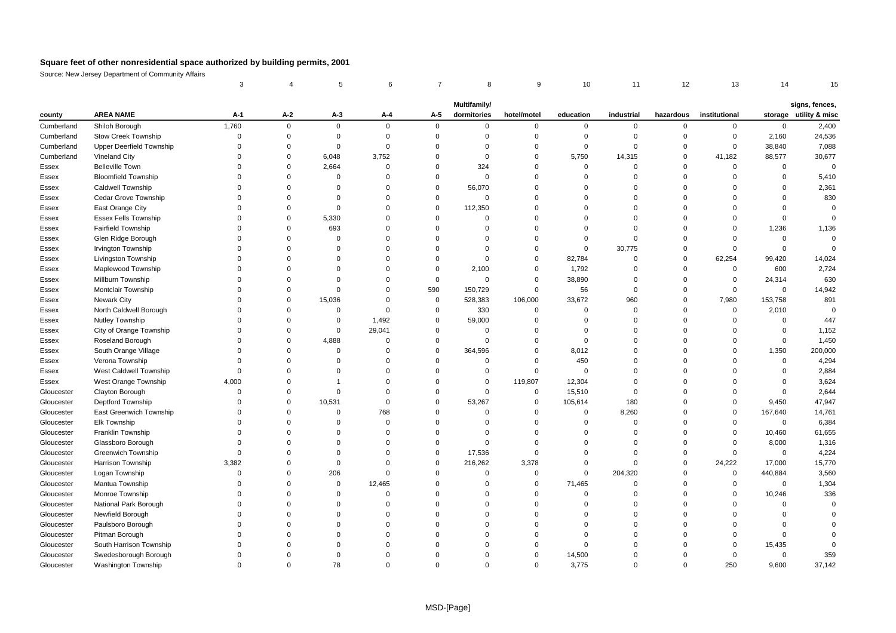# Square feet of other nonresidential space authorized by building permits, 2001

Source: New Jersey Department of Community Affairs

| | | 3 | 4 | 5 | 6 | 7 | 8 | 9 | 10 | 11 | 12 | 13 | 14 | 15 |
|---|---|---|---|---|---|---|---|---|---|---|---|---|---|---|
| county | AREA NAME | A-1 | A-2 | A-3 | A-4 | A-5 | Multifamily/ dormitories | hotel/motel | education | industrial | hazardous | institutional | storage | signs, fences, utility & misc |
| Cumberland | Shiloh Borough | 1,760 | 0 | 0 | 0 | 0 | 0 | 0 | 0 | 0 | 0 | 0 | 0 | 2,400 |
| Cumberland | Stow Creek Township | 0 | 0 | 0 | 0 | 0 | 0 | 0 | 0 | 0 | 0 | 0 | 2,160 | 24,536 |
| Cumberland | Upper Deerfield Township | 0 | 0 | 0 | 0 | 0 | 0 | 0 | 0 | 0 | 0 | 0 | 38,840 | 7,088 |
| Cumberland | Vineland City | 0 | 0 | 6,048 | 3,752 | 0 | 0 | 0 | 5,750 | 14,315 | 0 | 41,182 | 88,577 | 30,677 |
| Essex | Belleville Town | 0 | 0 | 2,664 | 0 | 0 | 324 | 0 | 0 | 0 | 0 | 0 | 0 | 0 |
| Essex | Bloomfield Township | 0 | 0 | 0 | 0 | 0 | 0 | 0 | 0 | 0 | 0 | 0 | 0 | 5,410 |
| Essex | Caldwell Township | 0 | 0 | 0 | 0 | 0 | 56,070 | 0 | 0 | 0 | 0 | 0 | 0 | 2,361 |
| Essex | Cedar Grove Township | 0 | 0 | 0 | 0 | 0 | 0 | 0 | 0 | 0 | 0 | 0 | 0 | 830 |
| Essex | East Orange City | 0 | 0 | 0 | 0 | 0 | 112,350 | 0 | 0 | 0 | 0 | 0 | 0 | 0 |
| Essex | Essex Fells Township | 0 | 0 | 5,330 | 0 | 0 | 0 | 0 | 0 | 0 | 0 | 0 | 0 | 0 |
| Essex | Fairfield Township | 0 | 0 | 693 | 0 | 0 | 0 | 0 | 0 | 0 | 0 | 0 | 1,236 | 1,136 |
| Essex | Glen Ridge Borough | 0 | 0 | 0 | 0 | 0 | 0 | 0 | 0 | 0 | 0 | 0 | 0 | 0 |
| Essex | Irvington Township | 0 | 0 | 0 | 0 | 0 | 0 | 0 | 0 | 30,775 | 0 | 0 | 0 | 0 |
| Essex | Livingston Township | 0 | 0 | 0 | 0 | 0 | 0 | 0 | 82,784 | 0 | 0 | 62,254 | 99,420 | 14,024 |
| Essex | Maplewood Township | 0 | 0 | 0 | 0 | 0 | 2,100 | 0 | 1,792 | 0 | 0 | 0 | 600 | 2,724 |
| Essex | Millburn Township | 0 | 0 | 0 | 0 | 0 | 0 | 0 | 38,890 | 0 | 0 | 0 | 24,314 | 630 |
| Essex | Montclair Township | 0 | 0 | 0 | 0 | 590 | 150,729 | 0 | 56 | 0 | 0 | 0 | 0 | 14,942 |
| Essex | Newark City | 0 | 0 | 15,036 | 0 | 0 | 528,383 | 106,000 | 33,672 | 960 | 0 | 7,980 | 153,758 | 891 |
| Essex | North Caldwell Borough | 0 | 0 | 0 | 0 | 0 | 330 | 0 | 0 | 0 | 0 | 0 | 2,010 | 0 |
| Essex | Nutley Township | 0 | 0 | 0 | 1,492 | 0 | 59,000 | 0 | 0 | 0 | 0 | 0 | 0 | 447 |
| Essex | City of Orange Township | 0 | 0 | 0 | 29,041 | 0 | 0 | 0 | 0 | 0 | 0 | 0 | 0 | 1,152 |
| Essex | Roseland Borough | 0 | 0 | 4,888 | 0 | 0 | 0 | 0 | 0 | 0 | 0 | 0 | 0 | 1,450 |
| Essex | South Orange Village | 0 | 0 | 0 | 0 | 0 | 364,596 | 0 | 8,012 | 0 | 0 | 0 | 1,350 | 200,000 |
| Essex | Verona Township | 0 | 0 | 0 | 0 | 0 | 0 | 0 | 450 | 0 | 0 | 0 | 0 | 4,294 |
| Essex | West Caldwell Township | 0 | 0 | 0 | 0 | 0 | 0 | 0 | 0 | 0 | 0 | 0 | 0 | 2,884 |
| Essex | West Orange Township | 4,000 | 0 | 1 | 0 | 0 | 0 | 119,807 | 12,304 | 0 | 0 | 0 | 0 | 3,624 |
| Gloucester | Clayton Borough | 0 | 0 | 0 | 0 | 0 | 0 | 0 | 15,510 | 0 | 0 | 0 | 0 | 2,644 |
| Gloucester | Deptford Township | 0 | 0 | 10,531 | 0 | 0 | 53,267 | 0 | 105,614 | 180 | 0 | 0 | 9,450 | 47,947 |
| Gloucester | East Greenwich Township | 0 | 0 | 0 | 768 | 0 | 0 | 0 | 0 | 8,260 | 0 | 0 | 167,640 | 14,761 |
| Gloucester | Elk Township | 0 | 0 | 0 | 0 | 0 | 0 | 0 | 0 | 0 | 0 | 0 | 0 | 6,384 |
| Gloucester | Franklin Township | 0 | 0 | 0 | 0 | 0 | 0 | 0 | 0 | 0 | 0 | 0 | 10,460 | 61,655 |
| Gloucester | Glassboro Borough | 0 | 0 | 0 | 0 | 0 | 0 | 0 | 0 | 0 | 0 | 0 | 8,000 | 1,316 |
| Gloucester | Greenwich Township | 0 | 0 | 0 | 0 | 0 | 17,536 | 0 | 0 | 0 | 0 | 0 | 0 | 4,224 |
| Gloucester | Harrison Township | 3,382 | 0 | 0 | 0 | 0 | 216,262 | 3,378 | 0 | 0 | 0 | 24,222 | 17,000 | 15,770 |
| Gloucester | Logan Township | 0 | 0 | 206 | 0 | 0 | 0 | 0 | 0 | 204,320 | 0 | 0 | 440,884 | 3,560 |
| Gloucester | Mantua Township | 0 | 0 | 0 | 12,465 | 0 | 0 | 0 | 71,465 | 0 | 0 | 0 | 0 | 1,304 |
| Gloucester | Monroe Township | 0 | 0 | 0 | 0 | 0 | 0 | 0 | 0 | 0 | 0 | 0 | 10,246 | 336 |
| Gloucester | National Park Borough | 0 | 0 | 0 | 0 | 0 | 0 | 0 | 0 | 0 | 0 | 0 | 0 | 0 |
| Gloucester | Newfield Borough | 0 | 0 | 0 | 0 | 0 | 0 | 0 | 0 | 0 | 0 | 0 | 0 | 0 |
| Gloucester | Paulsboro Borough | 0 | 0 | 0 | 0 | 0 | 0 | 0 | 0 | 0 | 0 | 0 | 0 | 0 |
| Gloucester | Pitman Borough | 0 | 0 | 0 | 0 | 0 | 0 | 0 | 0 | 0 | 0 | 0 | 0 | 0 |
| Gloucester | South Harrison Township | 0 | 0 | 0 | 0 | 0 | 0 | 0 | 0 | 0 | 0 | 0 | 15,435 | 0 |
| Gloucester | Swedesborough Borough | 0 | 0 | 0 | 0 | 0 | 0 | 0 | 14,500 | 0 | 0 | 0 | 0 | 359 |
| Gloucester | Washington Township | 0 | 0 | 78 | 0 | 0 | 0 | 0 | 3,775 | 0 | 0 | 250 | 9,600 | 37,142 |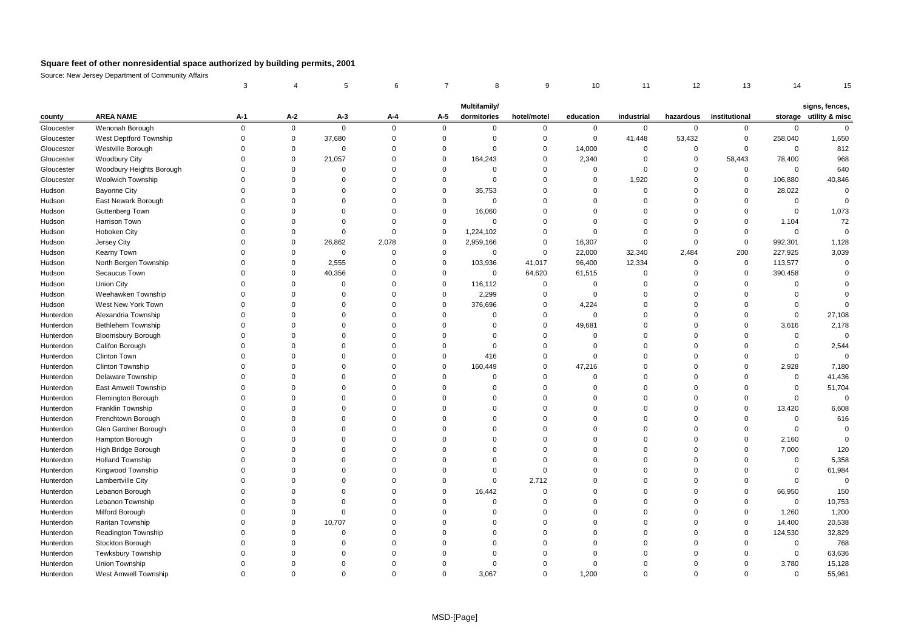## Square feet of other nonresidential space authorized by building permits, 2001

Source: New Jersey Department of Community Affairs

| | | 3 | 4 | 5 | 6 | 7 | 8 | 9 | 10 | 11 | 12 | 13 | 14 | 15 |
|---|---|---|---|---|---|---|---|---|---|---|---|---|---|---|
| county | AREA NAME | A-1 | A-2 | A-3 | A-4 | A-5 | Multifamily/ dormitories | hotel/motel | education | industrial | hazardous | institutional | storage | signs, fences, utility & misc |
| Gloucester | Wenonah Borough | 0 | 0 | 0 | 0 | 0 | 0 | 0 | 0 | 0 | 0 | 0 | 0 | 0 |
| Gloucester | West Deptford Township | 0 | 0 | 37,680 | 0 | 0 | 0 | 0 | 0 | 41,448 | 53,432 | 0 | 258,040 | 1,650 |
| Gloucester | Westville Borough | 0 | 0 | 0 | 0 | 0 | 0 | 0 | 14,000 | 0 | 0 | 0 | 0 | 812 |
| Gloucester | Woodbury City | 0 | 0 | 21,057 | 0 | 0 | 164,243 | 0 | 2,340 | 0 | 0 | 58,443 | 78,400 | 968 |
| Gloucester | Woodbury Heights Borough | 0 | 0 | 0 | 0 | 0 | 0 | 0 | 0 | 0 | 0 | 0 | 0 | 640 |
| Gloucester | Woolwich Township | 0 | 0 | 0 | 0 | 0 | 0 | 0 | 0 | 1,920 | 0 | 0 | 106,880 | 40,846 |
| Hudson | Bayonne City | 0 | 0 | 0 | 0 | 0 | 35,753 | 0 | 0 | 0 | 0 | 0 | 28,022 | 0 |
| Hudson | East Newark Borough | 0 | 0 | 0 | 0 | 0 | 0 | 0 | 0 | 0 | 0 | 0 | 0 | 0 |
| Hudson | Guttenberg Town | 0 | 0 | 0 | 0 | 0 | 16,060 | 0 | 0 | 0 | 0 | 0 | 0 | 1,073 |
| Hudson | Harrison Town | 0 | 0 | 0 | 0 | 0 | 0 | 0 | 0 | 0 | 0 | 0 | 1,104 | 72 |
| Hudson | Hoboken City | 0 | 0 | 0 | 0 | 0 | 1,224,102 | 0 | 0 | 0 | 0 | 0 | 0 | 0 |
| Hudson | Jersey City | 0 | 0 | 26,862 | 2,078 | 0 | 2,959,166 | 0 | 16,307 | 0 | 0 | 0 | 992,301 | 1,128 |
| Hudson | Kearny Town | 0 | 0 | 0 | 0 | 0 | 0 | 0 | 22,000 | 32,340 | 2,484 | 200 | 227,925 | 3,039 |
| Hudson | North Bergen Township | 0 | 0 | 2,555 | 0 | 0 | 103,936 | 41,017 | 96,400 | 12,334 | 0 | 0 | 113,577 | 0 |
| Hudson | Secaucus Town | 0 | 0 | 40,356 | 0 | 0 | 0 | 64,620 | 61,515 | 0 | 0 | 0 | 390,458 | 0 |
| Hudson | Union City | 0 | 0 | 0 | 0 | 0 | 116,112 | 0 | 0 | 0 | 0 | 0 | 0 | 0 |
| Hudson | Weehawken Township | 0 | 0 | 0 | 0 | 0 | 2,299 | 0 | 0 | 0 | 0 | 0 | 0 | 0 |
| Hudson | West New York Town | 0 | 0 | 0 | 0 | 0 | 376,696 | 0 | 4,224 | 0 | 0 | 0 | 0 | 0 |
| Hunterdon | Alexandria Township | 0 | 0 | 0 | 0 | 0 | 0 | 0 | 0 | 0 | 0 | 0 | 0 | 27,108 |
| Hunterdon | Bethlehem Township | 0 | 0 | 0 | 0 | 0 | 0 | 0 | 49,681 | 0 | 0 | 0 | 3,616 | 2,178 |
| Hunterdon | Bloomsbury Borough | 0 | 0 | 0 | 0 | 0 | 0 | 0 | 0 | 0 | 0 | 0 | 0 | 0 |
| Hunterdon | Califon Borough | 0 | 0 | 0 | 0 | 0 | 0 | 0 | 0 | 0 | 0 | 0 | 0 | 2,544 |
| Hunterdon | Clinton Town | 0 | 0 | 0 | 0 | 0 | 416 | 0 | 0 | 0 | 0 | 0 | 0 | 0 |
| Hunterdon | Clinton Township | 0 | 0 | 0 | 0 | 0 | 160,449 | 0 | 47,216 | 0 | 0 | 0 | 2,928 | 7,180 |
| Hunterdon | Delaware Township | 0 | 0 | 0 | 0 | 0 | 0 | 0 | 0 | 0 | 0 | 0 | 0 | 41,436 |
| Hunterdon | East Amwell Township | 0 | 0 | 0 | 0 | 0 | 0 | 0 | 0 | 0 | 0 | 0 | 0 | 51,704 |
| Hunterdon | Flemington Borough | 0 | 0 | 0 | 0 | 0 | 0 | 0 | 0 | 0 | 0 | 0 | 0 | 0 |
| Hunterdon | Franklin Township | 0 | 0 | 0 | 0 | 0 | 0 | 0 | 0 | 0 | 0 | 0 | 13,420 | 6,608 |
| Hunterdon | Frenchtown Borough | 0 | 0 | 0 | 0 | 0 | 0 | 0 | 0 | 0 | 0 | 0 | 0 | 616 |
| Hunterdon | Glen Gardner Borough | 0 | 0 | 0 | 0 | 0 | 0 | 0 | 0 | 0 | 0 | 0 | 0 | 0 |
| Hunterdon | Hampton Borough | 0 | 0 | 0 | 0 | 0 | 0 | 0 | 0 | 0 | 0 | 0 | 2,160 | 0 |
| Hunterdon | High Bridge Borough | 0 | 0 | 0 | 0 | 0 | 0 | 0 | 0 | 0 | 0 | 0 | 7,000 | 120 |
| Hunterdon | Holland Township | 0 | 0 | 0 | 0 | 0 | 0 | 0 | 0 | 0 | 0 | 0 | 0 | 5,358 |
| Hunterdon | Kingwood Township | 0 | 0 | 0 | 0 | 0 | 0 | 0 | 0 | 0 | 0 | 0 | 0 | 61,984 |
| Hunterdon | Lambertville City | 0 | 0 | 0 | 0 | 0 | 0 | 2,712 | 0 | 0 | 0 | 0 | 0 | 0 |
| Hunterdon | Lebanon Borough | 0 | 0 | 0 | 0 | 0 | 16,442 | 0 | 0 | 0 | 0 | 0 | 66,950 | 150 |
| Hunterdon | Lebanon Township | 0 | 0 | 0 | 0 | 0 | 0 | 0 | 0 | 0 | 0 | 0 | 0 | 10,753 |
| Hunterdon | Milford Borough | 0 | 0 | 0 | 0 | 0 | 0 | 0 | 0 | 0 | 0 | 0 | 1,260 | 1,200 |
| Hunterdon | Raritan Township | 0 | 0 | 10,707 | 0 | 0 | 0 | 0 | 0 | 0 | 0 | 0 | 14,400 | 20,538 |
| Hunterdon | Readington Township | 0 | 0 | 0 | 0 | 0 | 0 | 0 | 0 | 0 | 0 | 0 | 124,530 | 32,829 |
| Hunterdon | Stockton Borough | 0 | 0 | 0 | 0 | 0 | 0 | 0 | 0 | 0 | 0 | 0 | 0 | 768 |
| Hunterdon | Tewksbury Township | 0 | 0 | 0 | 0 | 0 | 0 | 0 | 0 | 0 | 0 | 0 | 0 | 63,636 |
| Hunterdon | Union Township | 0 | 0 | 0 | 0 | 0 | 0 | 0 | 0 | 0 | 0 | 0 | 3,780 | 15,128 |
| Hunterdon | West Amwell Township | 0 | 0 | 0 | 0 | 0 | 3,067 | 0 | 1,200 | 0 | 0 | 0 | 0 | 55,961 |

MSD-[Page]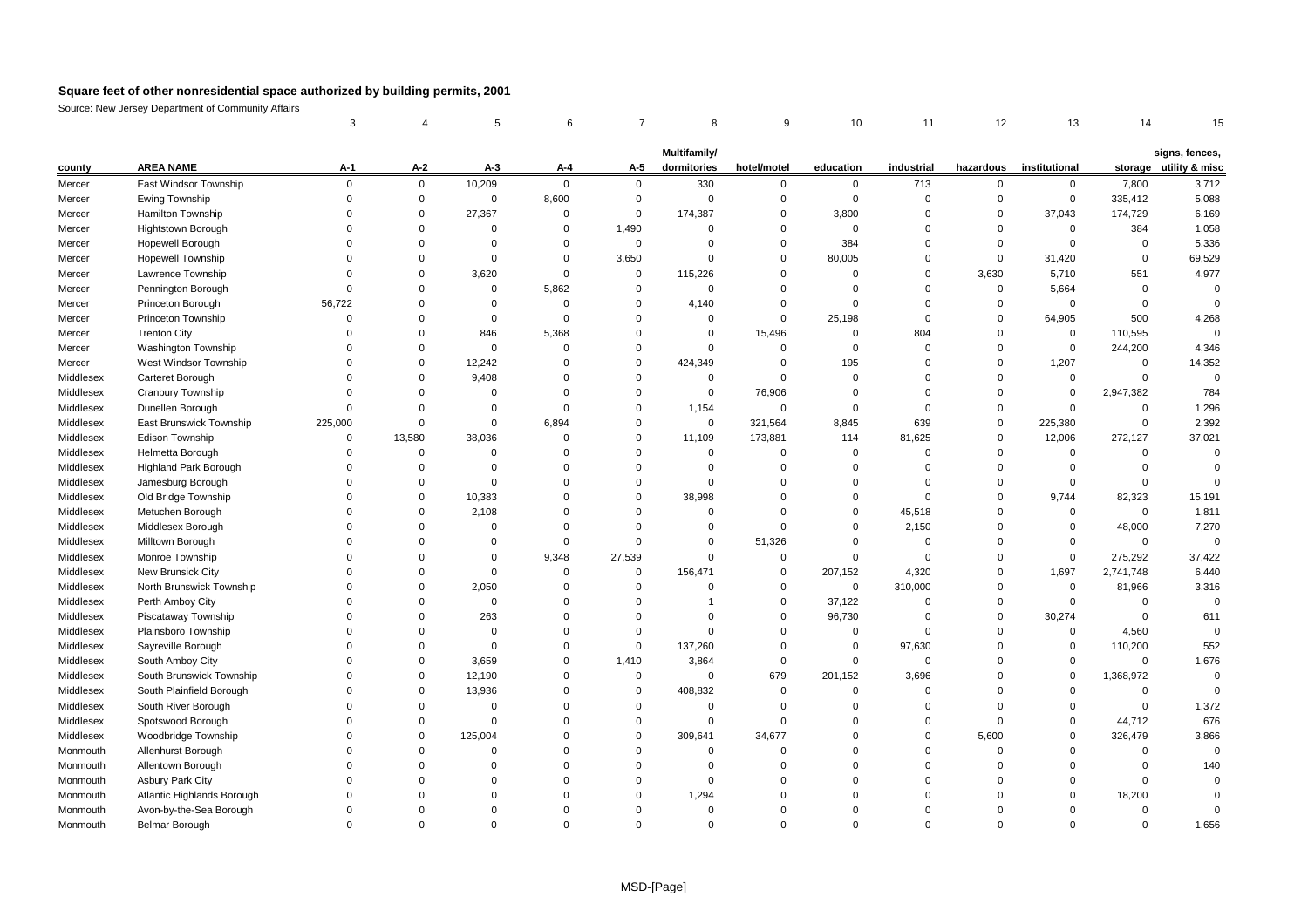## Square feet of other nonresidential space authorized by building permits, 2001

Source: New Jersey Department of Community Affairs

| | | 3 | 4 | 5 | 6 | 7 | 8 | 9 | 10 | 11 | 12 | 13 | 14 | 15 |
|---|---|---|---|---|---|---|---|---|---|---|---|---|---|---|
| county | AREA NAME | A-1 | A-2 | A-3 | A-4 | A-5 | Multifamily/ dormitories | hotel/motel | education | industrial | hazardous | institutional | storage | signs, fences, utility & misc |
| Mercer | East Windsor Township | 0 | 0 | 10,209 | 0 | 0 | 330 | 0 | 0 | 713 | 0 | 0 | 7,800 | 3,712 |
| Mercer | Ewing Township | 0 | 0 | 0 | 8,600 | 0 | 0 | 0 | 0 | 0 | 0 | 0 | 335,412 | 5,088 |
| Mercer | Hamilton Township | 0 | 0 | 27,367 | 0 | 0 | 174,387 | 0 | 3,800 | 0 | 0 | 37,043 | 174,729 | 6,169 |
| Mercer | Hightstown Borough | 0 | 0 | 0 | 0 | 1,490 | 0 | 0 | 0 | 0 | 0 | 0 | 384 | 1,058 |
| Mercer | Hopewell Borough | 0 | 0 | 0 | 0 | 0 | 0 | 0 | 384 | 0 | 0 | 0 | 0 | 5,336 |
| Mercer | Hopewell Township | 0 | 0 | 0 | 0 | 3,650 | 0 | 0 | 80,005 | 0 | 0 | 31,420 | 0 | 69,529 |
| Mercer | Lawrence Township | 0 | 0 | 3,620 | 0 | 0 | 115,226 | 0 | 0 | 0 | 3,630 | 5,710 | 551 | 4,977 |
| Mercer | Pennington Borough | 0 | 0 | 0 | 5,862 | 0 | 0 | 0 | 0 | 0 | 0 | 5,664 | 0 | 0 |
| Mercer | Princeton Borough | 56,722 | 0 | 0 | 0 | 0 | 4,140 | 0 | 0 | 0 | 0 | 0 | 0 | 0 |
| Mercer | Princeton Township | 0 | 0 | 0 | 0 | 0 | 0 | 0 | 25,198 | 0 | 0 | 64,905 | 500 | 4,268 |
| Mercer | Trenton City | 0 | 0 | 846 | 5,368 | 0 | 0 | 15,496 | 0 | 804 | 0 | 0 | 110,595 | 0 |
| Mercer | Washington Township | 0 | 0 | 0 | 0 | 0 | 0 | 0 | 0 | 0 | 0 | 0 | 244,200 | 4,346 |
| Mercer | West Windsor Township | 0 | 0 | 12,242 | 0 | 0 | 424,349 | 0 | 195 | 0 | 0 | 1,207 | 0 | 14,352 |
| Middlesex | Carteret Borough | 0 | 0 | 9,408 | 0 | 0 | 0 | 0 | 0 | 0 | 0 | 0 | 0 | 0 |
| Middlesex | Cranbury Township | 0 | 0 | 0 | 0 | 0 | 0 | 76,906 | 0 | 0 | 0 | 0 | 2,947,382 | 784 |
| Middlesex | Dunellen Borough | 0 | 0 | 0 | 0 | 0 | 1,154 | 0 | 0 | 0 | 0 | 0 | 0 | 1,296 |
| Middlesex | East Brunswick Township | 225,000 | 0 | 0 | 6,894 | 0 | 0 | 321,564 | 8,845 | 639 | 0 | 225,380 | 0 | 2,392 |
| Middlesex | Edison Township | 0 | 13,580 | 38,036 | 0 | 0 | 11,109 | 173,881 | 114 | 81,625 | 0 | 12,006 | 272,127 | 37,021 |
| Middlesex | Helmetta Borough | 0 | 0 | 0 | 0 | 0 | 0 | 0 | 0 | 0 | 0 | 0 | 0 | 0 |
| Middlesex | Highland Park Borough | 0 | 0 | 0 | 0 | 0 | 0 | 0 | 0 | 0 | 0 | 0 | 0 | 0 |
| Middlesex | Jamesburg Borough | 0 | 0 | 0 | 0 | 0 | 0 | 0 | 0 | 0 | 0 | 0 | 0 | 0 |
| Middlesex | Old Bridge Township | 0 | 0 | 10,383 | 0 | 0 | 38,998 | 0 | 0 | 0 | 0 | 9,744 | 82,323 | 15,191 |
| Middlesex | Metuchen Borough | 0 | 0 | 2,108 | 0 | 0 | 0 | 0 | 0 | 45,518 | 0 | 0 | 0 | 1,811 |
| Middlesex | Middlesex Borough | 0 | 0 | 0 | 0 | 0 | 0 | 0 | 0 | 2,150 | 0 | 0 | 48,000 | 7,270 |
| Middlesex | Milltown Borough | 0 | 0 | 0 | 0 | 0 | 0 | 51,326 | 0 | 0 | 0 | 0 | 0 | 0 |
| Middlesex | Monroe Township | 0 | 0 | 0 | 9,348 | 27,539 | 0 | 0 | 0 | 0 | 0 | 0 | 275,292 | 37,422 |
| Middlesex | New Brunsick City | 0 | 0 | 0 | 0 | 0 | 156,471 | 0 | 207,152 | 4,320 | 0 | 1,697 | 2,741,748 | 6,440 |
| Middlesex | North Brunswick Township | 0 | 0 | 2,050 | 0 | 0 | 0 | 0 | 0 | 310,000 | 0 | 0 | 81,966 | 3,316 |
| Middlesex | Perth Amboy City | 0 | 0 | 0 | 0 | 0 | 1 | 0 | 37,122 | 0 | 0 | 0 | 0 | 0 |
| Middlesex | Piscataway Township | 0 | 0 | 263 | 0 | 0 | 0 | 0 | 96,730 | 0 | 0 | 30,274 | 0 | 611 |
| Middlesex | Plainsboro Township | 0 | 0 | 0 | 0 | 0 | 0 | 0 | 0 | 0 | 0 | 0 | 4,560 | 0 |
| Middlesex | Sayreville Borough | 0 | 0 | 0 | 0 | 0 | 137,260 | 0 | 0 | 97,630 | 0 | 0 | 110,200 | 552 |
| Middlesex | South Amboy City | 0 | 0 | 3,659 | 0 | 1,410 | 3,864 | 0 | 0 | 0 | 0 | 0 | 0 | 1,676 |
| Middlesex | South Brunswick Township | 0 | 0 | 12,190 | 0 | 0 | 0 | 679 | 201,152 | 3,696 | 0 | 0 | 1,368,972 | 0 |
| Middlesex | South Plainfield Borough | 0 | 0 | 13,936 | 0 | 0 | 408,832 | 0 | 0 | 0 | 0 | 0 | 0 | 0 |
| Middlesex | South River Borough | 0 | 0 | 0 | 0 | 0 | 0 | 0 | 0 | 0 | 0 | 0 | 0 | 1,372 |
| Middlesex | Spotswood Borough | 0 | 0 | 0 | 0 | 0 | 0 | 0 | 0 | 0 | 0 | 0 | 44,712 | 676 |
| Middlesex | Woodbridge Township | 0 | 0 | 125,004 | 0 | 0 | 309,641 | 34,677 | 0 | 0 | 5,600 | 0 | 326,479 | 3,866 |
| Monmouth | Allenhurst Borough | 0 | 0 | 0 | 0 | 0 | 0 | 0 | 0 | 0 | 0 | 0 | 0 | 0 |
| Monmouth | Allentown Borough | 0 | 0 | 0 | 0 | 0 | 0 | 0 | 0 | 0 | 0 | 0 | 0 | 140 |
| Monmouth | Asbury Park City | 0 | 0 | 0 | 0 | 0 | 0 | 0 | 0 | 0 | 0 | 0 | 0 | 0 |
| Monmouth | Atlantic Highlands Borough | 0 | 0 | 0 | 0 | 0 | 1,294 | 0 | 0 | 0 | 0 | 0 | 18,200 | 0 |
| Monmouth | Avon-by-the-Sea Borough | 0 | 0 | 0 | 0 | 0 | 0 | 0 | 0 | 0 | 0 | 0 | 0 | 0 |
| Monmouth | Belmar Borough | 0 | 0 | 0 | 0 | 0 | 0 | 0 | 0 | 0 | 0 | 0 | 0 | 1,656 |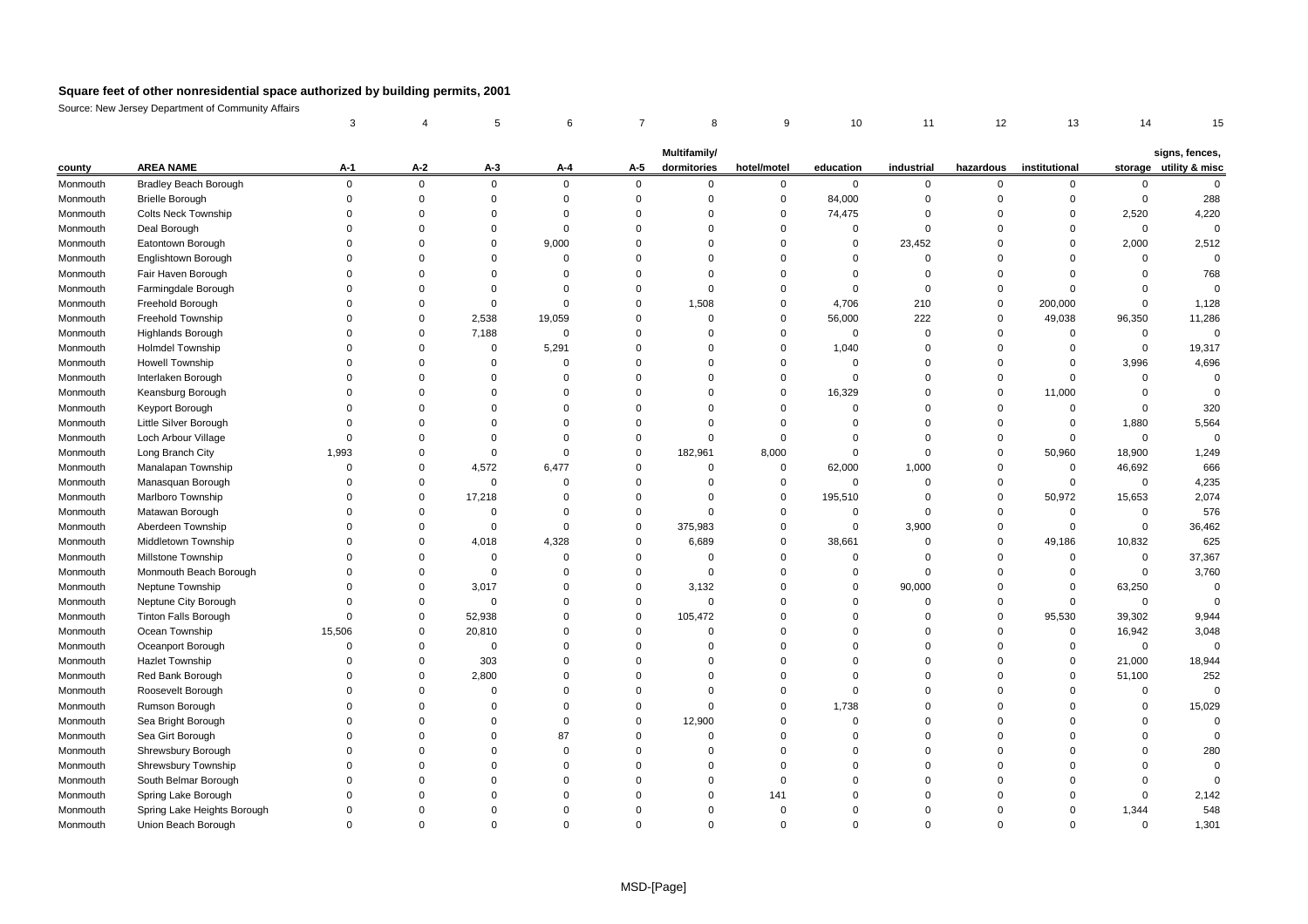## Square feet of other nonresidential space authorized by building permits, 2001

Source: New Jersey Department of Community Affairs

| | | 3 | 4 | 5 | 6 | 7 | 8 | 9 | 10 | 11 | 12 | 13 | 14 | 15 |
|---|---|---|---|---|---|---|---|---|---|---|---|---|---|---|
| county | AREA NAME | A-1 | A-2 | A-3 | A-4 | A-5 | Multifamily/ dormitories | hotel/motel | education | industrial | hazardous | institutional | storage | signs, fences, utility & misc |
| Monmouth | Bradley Beach Borough | 0 | 0 | 0 | 0 | 0 | 0 | 0 | 0 | 0 | 0 | 0 | 0 | 0 |
| Monmouth | Brielle Borough | 0 | 0 | 0 | 0 | 0 | 0 | 0 | 84,000 | 0 | 0 | 0 | 0 | 288 |
| Monmouth | Colts Neck Township | 0 | 0 | 0 | 0 | 0 | 0 | 0 | 74,475 | 0 | 0 | 0 | 2,520 | 4,220 |
| Monmouth | Deal Borough | 0 | 0 | 0 | 0 | 0 | 0 | 0 | 0 | 0 | 0 | 0 | 0 | 0 |
| Monmouth | Eatontown Borough | 0 | 0 | 0 | 9,000 | 0 | 0 | 0 | 0 | 23,452 | 0 | 0 | 2,000 | 2,512 |
| Monmouth | Englishtown Borough | 0 | 0 | 0 | 0 | 0 | 0 | 0 | 0 | 0 | 0 | 0 | 0 | 0 |
| Monmouth | Fair Haven Borough | 0 | 0 | 0 | 0 | 0 | 0 | 0 | 0 | 0 | 0 | 0 | 0 | 768 |
| Monmouth | Farmingdale Borough | 0 | 0 | 0 | 0 | 0 | 0 | 0 | 0 | 0 | 0 | 0 | 0 | 0 |
| Monmouth | Freehold Borough | 0 | 0 | 0 | 0 | 0 | 1,508 | 0 | 4,706 | 210 | 0 | 200,000 | 0 | 1,128 |
| Monmouth | Freehold Township | 0 | 0 | 2,538 | 19,059 | 0 | 0 | 0 | 56,000 | 222 | 0 | 49,038 | 96,350 | 11,286 |
| Monmouth | Highlands Borough | 0 | 0 | 7,188 | 0 | 0 | 0 | 0 | 0 | 0 | 0 | 0 | 0 | 0 |
| Monmouth | Holmdel Township | 0 | 0 | 0 | 5,291 | 0 | 0 | 0 | 1,040 | 0 | 0 | 0 | 0 | 19,317 |
| Monmouth | Howell Township | 0 | 0 | 0 | 0 | 0 | 0 | 0 | 0 | 0 | 0 | 0 | 3,996 | 4,696 |
| Monmouth | Interlaken Borough | 0 | 0 | 0 | 0 | 0 | 0 | 0 | 0 | 0 | 0 | 0 | 0 | 0 |
| Monmouth | Keansburg Borough | 0 | 0 | 0 | 0 | 0 | 0 | 0 | 16,329 | 0 | 0 | 11,000 | 0 | 0 |
| Monmouth | Keyport Borough | 0 | 0 | 0 | 0 | 0 | 0 | 0 | 0 | 0 | 0 | 0 | 0 | 320 |
| Monmouth | Little Silver Borough | 0 | 0 | 0 | 0 | 0 | 0 | 0 | 0 | 0 | 0 | 0 | 1,880 | 5,564 |
| Monmouth | Loch Arbour Village | 0 | 0 | 0 | 0 | 0 | 0 | 0 | 0 | 0 | 0 | 0 | 0 | 0 |
| Monmouth | Long Branch City | 1,993 | 0 | 0 | 0 | 0 | 182,961 | 8,000 | 0 | 0 | 0 | 50,960 | 18,900 | 1,249 |
| Monmouth | Manalapan Township | 0 | 0 | 4,572 | 6,477 | 0 | 0 | 0 | 62,000 | 1,000 | 0 | 0 | 46,692 | 666 |
| Monmouth | Manasquan Borough | 0 | 0 | 0 | 0 | 0 | 0 | 0 | 0 | 0 | 0 | 0 | 0 | 4,235 |
| Monmouth | Marlboro Township | 0 | 0 | 17,218 | 0 | 0 | 0 | 0 | 195,510 | 0 | 0 | 50,972 | 15,653 | 2,074 |
| Monmouth | Matawan Borough | 0 | 0 | 0 | 0 | 0 | 0 | 0 | 0 | 0 | 0 | 0 | 0 | 576 |
| Monmouth | Aberdeen Township | 0 | 0 | 0 | 0 | 0 | 375,983 | 0 | 0 | 3,900 | 0 | 0 | 0 | 36,462 |
| Monmouth | Middletown Township | 0 | 0 | 4,018 | 4,328 | 0 | 6,689 | 0 | 38,661 | 0 | 0 | 49,186 | 10,832 | 625 |
| Monmouth | Millstone Township | 0 | 0 | 0 | 0 | 0 | 0 | 0 | 0 | 0 | 0 | 0 | 0 | 37,367 |
| Monmouth | Monmouth Beach Borough | 0 | 0 | 0 | 0 | 0 | 0 | 0 | 0 | 0 | 0 | 0 | 0 | 3,760 |
| Monmouth | Neptune Township | 0 | 0 | 3,017 | 0 | 0 | 3,132 | 0 | 0 | 90,000 | 0 | 0 | 63,250 | 0 |
| Monmouth | Neptune City Borough | 0 | 0 | 0 | 0 | 0 | 0 | 0 | 0 | 0 | 0 | 0 | 0 | 0 |
| Monmouth | Tinton Falls Borough | 0 | 0 | 52,938 | 0 | 0 | 105,472 | 0 | 0 | 0 | 0 | 95,530 | 39,302 | 9,944 |
| Monmouth | Ocean Township | 15,506 | 0 | 20,810 | 0 | 0 | 0 | 0 | 0 | 0 | 0 | 0 | 16,942 | 3,048 |
| Monmouth | Oceanport Borough | 0 | 0 | 0 | 0 | 0 | 0 | 0 | 0 | 0 | 0 | 0 | 0 | 0 |
| Monmouth | Hazlet Township | 0 | 0 | 303 | 0 | 0 | 0 | 0 | 0 | 0 | 0 | 0 | 21,000 | 18,944 |
| Monmouth | Red Bank Borough | 0 | 0 | 2,800 | 0 | 0 | 0 | 0 | 0 | 0 | 0 | 0 | 51,100 | 252 |
| Monmouth | Roosevelt Borough | 0 | 0 | 0 | 0 | 0 | 0 | 0 | 0 | 0 | 0 | 0 | 0 | 0 |
| Monmouth | Rumson Borough | 0 | 0 | 0 | 0 | 0 | 0 | 0 | 1,738 | 0 | 0 | 0 | 0 | 15,029 |
| Monmouth | Sea Bright Borough | 0 | 0 | 0 | 0 | 0 | 12,900 | 0 | 0 | 0 | 0 | 0 | 0 | 0 |
| Monmouth | Sea Girt Borough | 0 | 0 | 0 | 87 | 0 | 0 | 0 | 0 | 0 | 0 | 0 | 0 | 0 |
| Monmouth | Shrewsbury Borough | 0 | 0 | 0 | 0 | 0 | 0 | 0 | 0 | 0 | 0 | 0 | 0 | 280 |
| Monmouth | Shrewsbury Township | 0 | 0 | 0 | 0 | 0 | 0 | 0 | 0 | 0 | 0 | 0 | 0 | 0 |
| Monmouth | South Belmar Borough | 0 | 0 | 0 | 0 | 0 | 0 | 0 | 0 | 0 | 0 | 0 | 0 | 0 |
| Monmouth | Spring Lake Borough | 0 | 0 | 0 | 0 | 0 | 0 | 141 | 0 | 0 | 0 | 0 | 0 | 2,142 |
| Monmouth | Spring Lake Heights Borough | 0 | 0 | 0 | 0 | 0 | 0 | 0 | 0 | 0 | 0 | 0 | 1,344 | 548 |
| Monmouth | Union Beach Borough | 0 | 0 | 0 | 0 | 0 | 0 | 0 | 0 | 0 | 0 | 0 | 0 | 1,301 |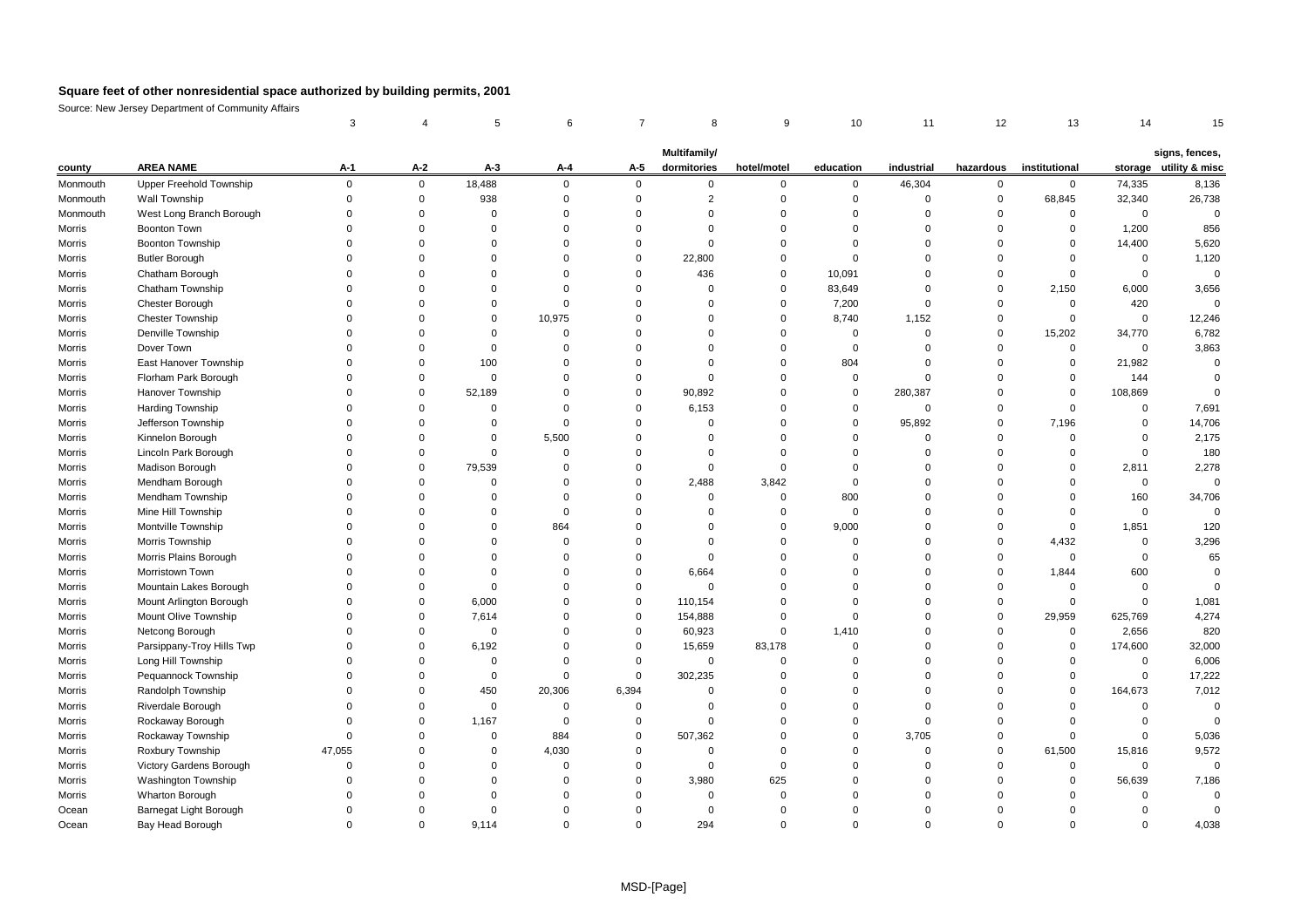# Square feet of other nonresidential space authorized by building permits, 2001

Source: New Jersey Department of Community Affairs

| | | 3 | 4 | 5 | 6 | 7 | 8 | 9 | 10 | 11 | 12 | 13 | 14 | 15 |
|---|---|---|---|---|---|---|---|---|---|---|---|---|---|---|
| county | AREA NAME | A-1 | A-2 | A-3 | A-4 | A-5 | Multifamily/ dormitories | hotel/motel | education | industrial | hazardous | institutional | storage | signs, fences, utility & misc |
| Monmouth | Upper Freehold Township | 0 | 0 | 18,488 | 0 | 0 | 0 | 0 | 0 | 46,304 | 0 | 0 | 74,335 | 8,136 |
| Monmouth | Wall Township | 0 | 0 | 938 | 0 | 0 | 2 | 0 | 0 | 0 | 0 | 68,845 | 32,340 | 26,738 |
| Monmouth | West Long Branch Borough | 0 | 0 | 0 | 0 | 0 | 0 | 0 | 0 | 0 | 0 | 0 | 0 | 0 |
| Morris | Boonton Town | 0 | 0 | 0 | 0 | 0 | 0 | 0 | 0 | 0 | 0 | 0 | 1,200 | 856 |
| Morris | Boonton Township | 0 | 0 | 0 | 0 | 0 | 0 | 0 | 0 | 0 | 0 | 0 | 14,400 | 5,620 |
| Morris | Butler Borough | 0 | 0 | 0 | 0 | 0 | 22,800 | 0 | 0 | 0 | 0 | 0 | 0 | 1,120 |
| Morris | Chatham Borough | 0 | 0 | 0 | 0 | 0 | 436 | 0 | 10,091 | 0 | 0 | 0 | 0 | 0 |
| Morris | Chatham Township | 0 | 0 | 0 | 0 | 0 | 0 | 0 | 83,649 | 0 | 0 | 2,150 | 6,000 | 3,656 |
| Morris | Chester Borough | 0 | 0 | 0 | 0 | 0 | 0 | 0 | 7,200 | 0 | 0 | 0 | 420 | 0 |
| Morris | Chester Township | 0 | 0 | 0 | 10,975 | 0 | 0 | 0 | 8,740 | 1,152 | 0 | 0 | 0 | 12,246 |
| Morris | Denville Township | 0 | 0 | 0 | 0 | 0 | 0 | 0 | 0 | 0 | 0 | 15,202 | 34,770 | 6,782 |
| Morris | Dover Town | 0 | 0 | 0 | 0 | 0 | 0 | 0 | 0 | 0 | 0 | 0 | 0 | 3,863 |
| Morris | East Hanover Township | 0 | 0 | 100 | 0 | 0 | 0 | 0 | 804 | 0 | 0 | 0 | 21,982 | 0 |
| Morris | Florham Park Borough | 0 | 0 | 0 | 0 | 0 | 0 | 0 | 0 | 0 | 0 | 0 | 144 | 0 |
| Morris | Hanover Township | 0 | 0 | 52,189 | 0 | 0 | 90,892 | 0 | 0 | 280,387 | 0 | 0 | 108,869 | 0 |
| Morris | Harding Township | 0 | 0 | 0 | 0 | 0 | 6,153 | 0 | 0 | 0 | 0 | 0 | 0 | 7,691 |
| Morris | Jefferson Township | 0 | 0 | 0 | 0 | 0 | 0 | 0 | 0 | 95,892 | 0 | 7,196 | 0 | 14,706 |
| Morris | Kinnelon Borough | 0 | 0 | 0 | 5,500 | 0 | 0 | 0 | 0 | 0 | 0 | 0 | 0 | 2,175 |
| Morris | Lincoln Park Borough | 0 | 0 | 0 | 0 | 0 | 0 | 0 | 0 | 0 | 0 | 0 | 0 | 180 |
| Morris | Madison Borough | 0 | 0 | 79,539 | 0 | 0 | 0 | 0 | 0 | 0 | 0 | 0 | 2,811 | 2,278 |
| Morris | Mendham Borough | 0 | 0 | 0 | 0 | 0 | 2,488 | 3,842 | 0 | 0 | 0 | 0 | 0 | 0 |
| Morris | Mendham Township | 0 | 0 | 0 | 0 | 0 | 0 | 0 | 800 | 0 | 0 | 0 | 160 | 34,706 |
| Morris | Mine Hill Township | 0 | 0 | 0 | 0 | 0 | 0 | 0 | 0 | 0 | 0 | 0 | 0 | 0 |
| Morris | Montville Township | 0 | 0 | 0 | 864 | 0 | 0 | 0 | 9,000 | 0 | 0 | 0 | 1,851 | 120 |
| Morris | Morris Township | 0 | 0 | 0 | 0 | 0 | 0 | 0 | 0 | 0 | 0 | 4,432 | 0 | 3,296 |
| Morris | Morris Plains Borough | 0 | 0 | 0 | 0 | 0 | 0 | 0 | 0 | 0 | 0 | 0 | 0 | 65 |
| Morris | Morristown Town | 0 | 0 | 0 | 0 | 0 | 6,664 | 0 | 0 | 0 | 0 | 1,844 | 600 | 0 |
| Morris | Mountain Lakes Borough | 0 | 0 | 0 | 0 | 0 | 0 | 0 | 0 | 0 | 0 | 0 | 0 | 0 |
| Morris | Mount Arlington Borough | 0 | 0 | 6,000 | 0 | 0 | 110,154 | 0 | 0 | 0 | 0 | 0 | 0 | 1,081 |
| Morris | Mount Olive Township | 0 | 0 | 7,614 | 0 | 0 | 154,888 | 0 | 0 | 0 | 0 | 29,959 | 625,769 | 4,274 |
| Morris | Netcong Borough | 0 | 0 | 0 | 0 | 0 | 60,923 | 0 | 1,410 | 0 | 0 | 0 | 2,656 | 820 |
| Morris | Parsippany-Troy Hills Twp | 0 | 0 | 6,192 | 0 | 0 | 15,659 | 83,178 | 0 | 0 | 0 | 0 | 174,600 | 32,000 |
| Morris | Long Hill Township | 0 | 0 | 0 | 0 | 0 | 0 | 0 | 0 | 0 | 0 | 0 | 0 | 6,006 |
| Morris | Pequannock Township | 0 | 0 | 0 | 0 | 0 | 302,235 | 0 | 0 | 0 | 0 | 0 | 0 | 17,222 |
| Morris | Randolph Township | 0 | 0 | 450 | 20,306 | 6,394 | 0 | 0 | 0 | 0 | 0 | 0 | 164,673 | 7,012 |
| Morris | Riverdale Borough | 0 | 0 | 0 | 0 | 0 | 0 | 0 | 0 | 0 | 0 | 0 | 0 | 0 |
| Morris | Rockaway Borough | 0 | 0 | 1,167 | 0 | 0 | 0 | 0 | 0 | 0 | 0 | 0 | 0 | 0 |
| Morris | Rockaway Township | 0 | 0 | 0 | 884 | 0 | 507,362 | 0 | 0 | 3,705 | 0 | 0 | 0 | 5,036 |
| Morris | Roxbury Township | 47,055 | 0 | 0 | 4,030 | 0 | 0 | 0 | 0 | 0 | 0 | 61,500 | 15,816 | 9,572 |
| Morris | Victory Gardens Borough | 0 | 0 | 0 | 0 | 0 | 0 | 0 | 0 | 0 | 0 | 0 | 0 | 0 |
| Morris | Washington Township | 0 | 0 | 0 | 0 | 0 | 3,980 | 625 | 0 | 0 | 0 | 0 | 56,639 | 7,186 |
| Morris | Wharton Borough | 0 | 0 | 0 | 0 | 0 | 0 | 0 | 0 | 0 | 0 | 0 | 0 | 0 |
| Ocean | Barnegat Light Borough | 0 | 0 | 0 | 0 | 0 | 0 | 0 | 0 | 0 | 0 | 0 | 0 | 0 |
| Ocean | Bay Head Borough | 0 | 0 | 9,114 | 0 | 0 | 294 | 0 | 0 | 0 | 0 | 0 | 0 | 4,038 |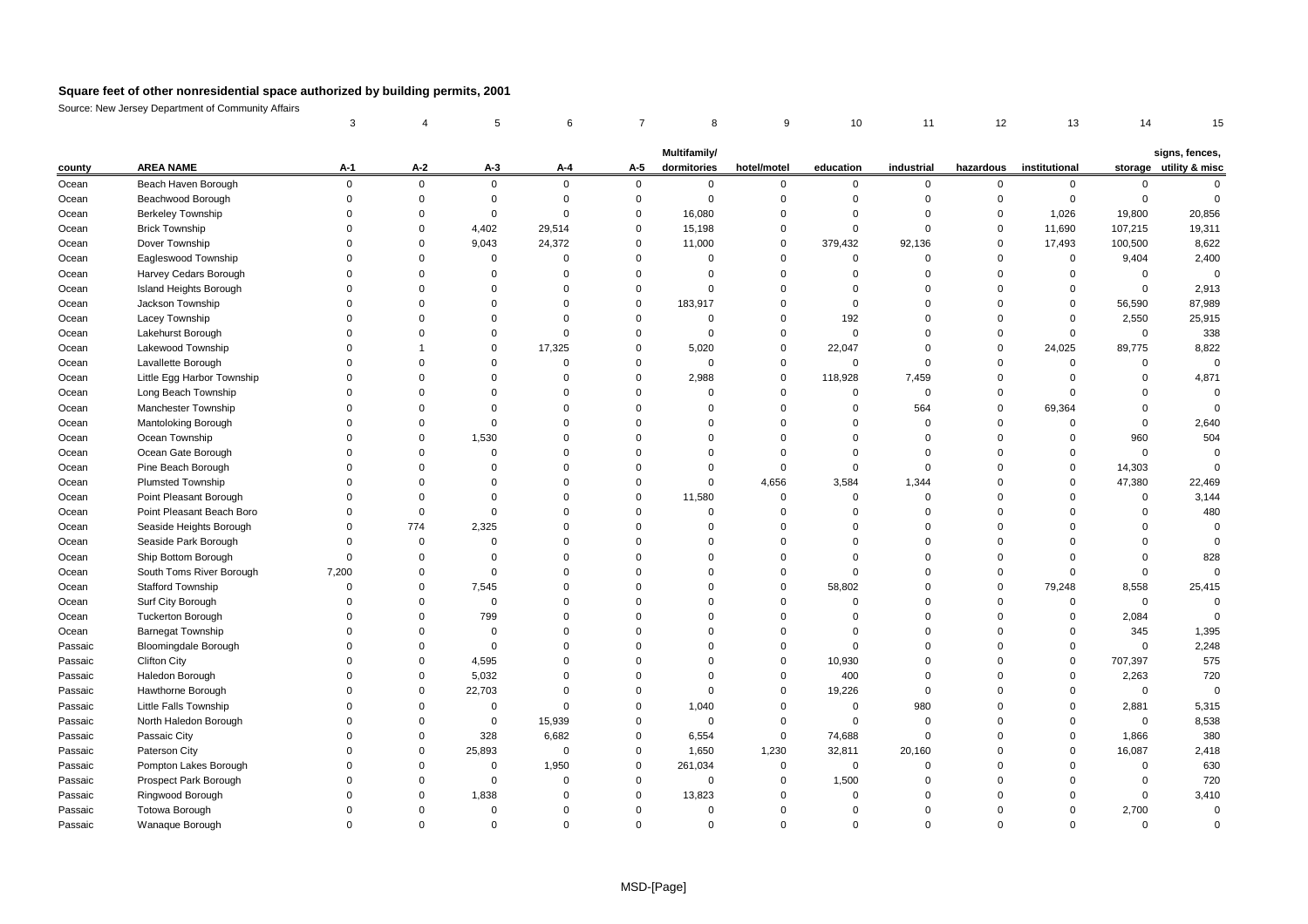## Square feet of other nonresidential space authorized by building permits, 2001

Source: New Jersey Department of Community Affairs

| | | 3 | 4 | 5 | 6 | 7 | 8 | 9 | 10 | 11 | 12 | 13 | 14 | 15 |
|---|---|---|---|---|---|---|---|---|---|---|---|---|---|---|
| county | AREA NAME | A-1 | A-2 | A-3 | A-4 | A-5 | Multifamily/ dormitories | hotel/motel | education | industrial | hazardous | institutional | storage | signs, fences, utility & misc |
| Ocean | Beach Haven Borough | 0 | 0 | 0 | 0 | 0 | 0 | 0 | 0 | 0 | 0 | 0 | 0 | 0 |
| Ocean | Beachwood Borough | 0 | 0 | 0 | 0 | 0 | 0 | 0 | 0 | 0 | 0 | 0 | 0 | 0 |
| Ocean | Berkeley Township | 0 | 0 | 0 | 0 | 0 | 16,080 | 0 | 0 | 0 | 0 | 1,026 | 19,800 | 20,856 |
| Ocean | Brick Township | 0 | 0 | 4,402 | 29,514 | 0 | 15,198 | 0 | 0 | 0 | 0 | 11,690 | 107,215 | 19,311 |
| Ocean | Dover Township | 0 | 0 | 9,043 | 24,372 | 0 | 11,000 | 0 | 379,432 | 92,136 | 0 | 17,493 | 100,500 | 8,622 |
| Ocean | Eagleswood Township | 0 | 0 | 0 | 0 | 0 | 0 | 0 | 0 | 0 | 0 | 0 | 9,404 | 2,400 |
| Ocean | Harvey Cedars Borough | 0 | 0 | 0 | 0 | 0 | 0 | 0 | 0 | 0 | 0 | 0 | 0 | 0 |
| Ocean | Island Heights Borough | 0 | 0 | 0 | 0 | 0 | 0 | 0 | 0 | 0 | 0 | 0 | 0 | 2,913 |
| Ocean | Jackson Township | 0 | 0 | 0 | 0 | 0 | 183,917 | 0 | 0 | 0 | 0 | 0 | 56,590 | 87,989 |
| Ocean | Lacey Township | 0 | 0 | 0 | 0 | 0 | 0 | 0 | 192 | 0 | 0 | 0 | 2,550 | 25,915 |
| Ocean | Lakehurst Borough | 0 | 0 | 0 | 0 | 0 | 0 | 0 | 0 | 0 | 0 | 0 | 0 | 338 |
| Ocean | Lakewood Township | 0 | 1 | 0 | 17,325 | 0 | 5,020 | 0 | 22,047 | 0 | 0 | 24,025 | 89,775 | 8,822 |
| Ocean | Lavallette Borough | 0 | 0 | 0 | 0 | 0 | 0 | 0 | 0 | 0 | 0 | 0 | 0 | 0 |
| Ocean | Little Egg Harbor Township | 0 | 0 | 0 | 0 | 0 | 2,988 | 0 | 118,928 | 7,459 | 0 | 0 | 0 | 4,871 |
| Ocean | Long Beach Township | 0 | 0 | 0 | 0 | 0 | 0 | 0 | 0 | 0 | 0 | 0 | 0 | 0 |
| Ocean | Manchester Township | 0 | 0 | 0 | 0 | 0 | 0 | 0 | 0 | 564 | 0 | 69,364 | 0 | 0 |
| Ocean | Mantoloking Borough | 0 | 0 | 0 | 0 | 0 | 0 | 0 | 0 | 0 | 0 | 0 | 0 | 2,640 |
| Ocean | Ocean Township | 0 | 0 | 1,530 | 0 | 0 | 0 | 0 | 0 | 0 | 0 | 0 | 960 | 504 |
| Ocean | Ocean Gate Borough | 0 | 0 | 0 | 0 | 0 | 0 | 0 | 0 | 0 | 0 | 0 | 0 | 0 |
| Ocean | Pine Beach Borough | 0 | 0 | 0 | 0 | 0 | 0 | 0 | 0 | 0 | 0 | 0 | 14,303 | 0 |
| Ocean | Plumsted Township | 0 | 0 | 0 | 0 | 0 | 0 | 4,656 | 3,584 | 1,344 | 0 | 0 | 47,380 | 22,469 |
| Ocean | Point Pleasant Borough | 0 | 0 | 0 | 0 | 0 | 11,580 | 0 | 0 | 0 | 0 | 0 | 0 | 3,144 |
| Ocean | Point Pleasant Beach Boro | 0 | 0 | 0 | 0 | 0 | 0 | 0 | 0 | 0 | 0 | 0 | 0 | 480 |
| Ocean | Seaside Heights Borough | 0 | 774 | 2,325 | 0 | 0 | 0 | 0 | 0 | 0 | 0 | 0 | 0 | 0 |
| Ocean | Seaside Park Borough | 0 | 0 | 0 | 0 | 0 | 0 | 0 | 0 | 0 | 0 | 0 | 0 | 0 |
| Ocean | Ship Bottom Borough | 0 | 0 | 0 | 0 | 0 | 0 | 0 | 0 | 0 | 0 | 0 | 0 | 828 |
| Ocean | South Toms River Borough | 7,200 | 0 | 0 | 0 | 0 | 0 | 0 | 0 | 0 | 0 | 0 | 0 | 0 |
| Ocean | Stafford Township | 0 | 0 | 7,545 | 0 | 0 | 0 | 0 | 58,802 | 0 | 0 | 79,248 | 8,558 | 25,415 |
| Ocean | Surf City Borough | 0 | 0 | 0 | 0 | 0 | 0 | 0 | 0 | 0 | 0 | 0 | 0 | 0 |
| Ocean | Tuckerton Borough | 0 | 0 | 799 | 0 | 0 | 0 | 0 | 0 | 0 | 0 | 0 | 2,084 | 0 |
| Ocean | Barnegat Township | 0 | 0 | 0 | 0 | 0 | 0 | 0 | 0 | 0 | 0 | 0 | 345 | 1,395 |
| Passaic | Bloomingdale Borough | 0 | 0 | 0 | 0 | 0 | 0 | 0 | 0 | 0 | 0 | 0 | 0 | 2,248 |
| Passaic | Clifton City | 0 | 0 | 4,595 | 0 | 0 | 0 | 0 | 10,930 | 0 | 0 | 0 | 707,397 | 575 |
| Passaic | Haledon Borough | 0 | 0 | 5,032 | 0 | 0 | 0 | 0 | 400 | 0 | 0 | 0 | 2,263 | 720 |
| Passaic | Hawthorne Borough | 0 | 0 | 22,703 | 0 | 0 | 0 | 0 | 19,226 | 0 | 0 | 0 | 0 | 0 |
| Passaic | Little Falls Township | 0 | 0 | 0 | 0 | 0 | 1,040 | 0 | 0 | 980 | 0 | 0 | 2,881 | 5,315 |
| Passaic | North Haledon Borough | 0 | 0 | 0 | 15,939 | 0 | 0 | 0 | 0 | 0 | 0 | 0 | 0 | 8,538 |
| Passaic | Passaic City | 0 | 0 | 328 | 6,682 | 0 | 6,554 | 0 | 74,688 | 0 | 0 | 0 | 1,866 | 380 |
| Passaic | Paterson City | 0 | 0 | 25,893 | 0 | 0 | 1,650 | 1,230 | 32,811 | 20,160 | 0 | 0 | 16,087 | 2,418 |
| Passaic | Pompton Lakes Borough | 0 | 0 | 0 | 1,950 | 0 | 261,034 | 0 | 0 | 0 | 0 | 0 | 0 | 630 |
| Passaic | Prospect Park Borough | 0 | 0 | 0 | 0 | 0 | 0 | 0 | 1,500 | 0 | 0 | 0 | 0 | 720 |
| Passaic | Ringwood Borough | 0 | 0 | 1,838 | 0 | 0 | 13,823 | 0 | 0 | 0 | 0 | 0 | 0 | 3,410 |
| Passaic | Totowa Borough | 0 | 0 | 0 | 0 | 0 | 0 | 0 | 0 | 0 | 0 | 0 | 2,700 | 0 |
| Passaic | Wanaque Borough | 0 | 0 | 0 | 0 | 0 | 0 | 0 | 0 | 0 | 0 | 0 | 0 | 0 |

MSD-[Page]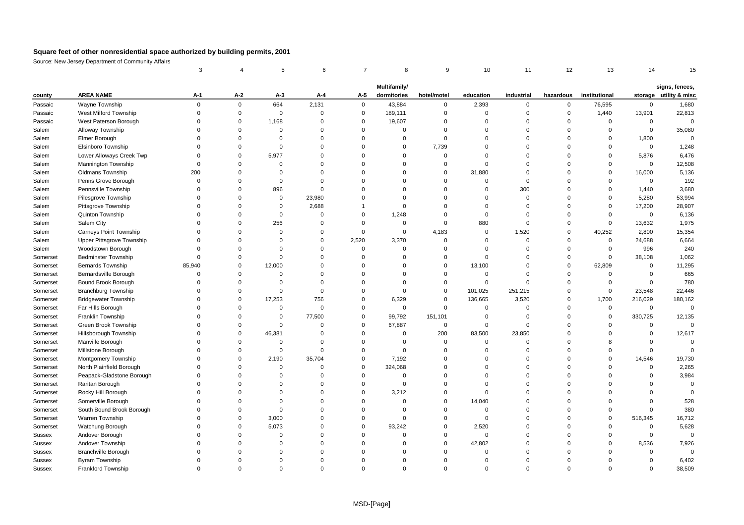# Square feet of other nonresidential space authorized by building permits, 2001

Source: New Jersey Department of Community Affairs

| | | 3 | 4 | 5 | 6 | 7 | 8 | 9 | 10 | 11 | 12 | 13 | 14 | 15 |
|---|---|---|---|---|---|---|---|---|---|---|---|---|---|---|
| county | AREA NAME | A-1 | A-2 | A-3 | A-4 | A-5 | Multifamily/ dormitories | hotel/motel | education | industrial | hazardous | institutional | storage | signs, fences, utility & misc |
| Passaic | Wayne Township | 0 | 0 | 664 | 2,131 | 0 | 43,884 | 0 | 2,393 | 0 | 0 | 76,595 | 0 | 1,680 |
| Passaic | West Milford Township | 0 | 0 | 0 | 0 | 0 | 189,111 | 0 | 0 | 0 | 0 | 1,440 | 13,901 | 22,813 |
| Passaic | West Paterson Borough | 0 | 0 | 1,168 | 0 | 0 | 19,607 | 0 | 0 | 0 | 0 | 0 | 0 | 0 |
| Salem | Alloway Township | 0 | 0 | 0 | 0 | 0 | 0 | 0 | 0 | 0 | 0 | 0 | 0 | 35,080 |
| Salem | Elmer Borough | 0 | 0 | 0 | 0 | 0 | 0 | 0 | 0 | 0 | 0 | 0 | 1,800 | 0 |
| Salem | Elsinboro Township | 0 | 0 | 0 | 0 | 0 | 0 | 7,739 | 0 | 0 | 0 | 0 | 0 | 1,248 |
| Salem | Lower Alloways Creek Twp | 0 | 0 | 5,977 | 0 | 0 | 0 | 0 | 0 | 0 | 0 | 0 | 5,876 | 6,476 |
| Salem | Mannington Township | 0 | 0 | 0 | 0 | 0 | 0 | 0 | 0 | 0 | 0 | 0 | 0 | 12,508 |
| Salem | Oldmans Township | 200 | 0 | 0 | 0 | 0 | 0 | 0 | 31,880 | 0 | 0 | 0 | 16,000 | 5,136 |
| Salem | Penns Grove Borough | 0 | 0 | 0 | 0 | 0 | 0 | 0 | 0 | 0 | 0 | 0 | 0 | 192 |
| Salem | Pennsville Township | 0 | 0 | 896 | 0 | 0 | 0 | 0 | 0 | 300 | 0 | 0 | 1,440 | 3,680 |
| Salem | Pilesgrove Township | 0 | 0 | 0 | 23,980 | 0 | 0 | 0 | 0 | 0 | 0 | 0 | 5,280 | 53,994 |
| Salem | Pittsgrove Township | 0 | 0 | 0 | 2,688 | 1 | 0 | 0 | 0 | 0 | 0 | 0 | 17,200 | 28,907 |
| Salem | Quinton Township | 0 | 0 | 0 | 0 | 0 | 1,248 | 0 | 0 | 0 | 0 | 0 | 0 | 6,136 |
| Salem | Salem City | 0 | 0 | 256 | 0 | 0 | 0 | 0 | 880 | 0 | 0 | 0 | 13,632 | 1,975 |
| Salem | Carneys Point Township | 0 | 0 | 0 | 0 | 0 | 0 | 4,183 | 0 | 1,520 | 0 | 40,252 | 2,800 | 15,354 |
| Salem | Upper Pittsgrove Township | 0 | 0 | 0 | 0 | 2,520 | 3,370 | 0 | 0 | 0 | 0 | 0 | 24,688 | 6,664 |
| Salem | Woodstown Borough | 0 | 0 | 0 | 0 | 0 | 0 | 0 | 0 | 0 | 0 | 0 | 996 | 240 |
| Somerset | Bedminster Township | 0 | 0 | 0 | 0 | 0 | 0 | 0 | 0 | 0 | 0 | 0 | 38,108 | 1,062 |
| Somerset | Bernards Township | 85,940 | 0 | 12,000 | 0 | 0 | 0 | 0 | 13,100 | 0 | 0 | 62,809 | 0 | 11,295 |
| Somerset | Bernardsville Borough | 0 | 0 | 0 | 0 | 0 | 0 | 0 | 0 | 0 | 0 | 0 | 0 | 665 |
| Somerset | Bound Brook Borough | 0 | 0 | 0 | 0 | 0 | 0 | 0 | 0 | 0 | 0 | 0 | 0 | 780 |
| Somerset | Branchburg Township | 0 | 0 | 0 | 0 | 0 | 0 | 0 | 101,025 | 251,215 | 0 | 0 | 23,548 | 22,446 |
| Somerset | Bridgewater Township | 0 | 0 | 17,253 | 756 | 0 | 6,329 | 0 | 136,665 | 3,520 | 0 | 1,700 | 216,029 | 180,162 |
| Somerset | Far Hills Borough | 0 | 0 | 0 | 0 | 0 | 0 | 0 | 0 | 0 | 0 | 0 | 0 | 0 |
| Somerset | Franklin Township | 0 | 0 | 0 | 77,500 | 0 | 99,792 | 151,101 | 0 | 0 | 0 | 0 | 330,725 | 12,135 |
| Somerset | Green Brook Township | 0 | 0 | 0 | 0 | 0 | 67,887 | 0 | 0 | 0 | 0 | 0 | 0 | 0 |
| Somerset | Hillsborough Township | 0 | 0 | 46,381 | 0 | 0 | 0 | 200 | 83,500 | 23,850 | 0 | 0 | 0 | 12,617 |
| Somerset | Manville Borough | 0 | 0 | 0 | 0 | 0 | 0 | 0 | 0 | 0 | 0 | 8 | 0 | 0 |
| Somerset | Millstone Borough | 0 | 0 | 0 | 0 | 0 | 0 | 0 | 0 | 0 | 0 | 0 | 0 | 0 |
| Somerset | Montgomery Township | 0 | 0 | 2,190 | 35,704 | 0 | 7,192 | 0 | 0 | 0 | 0 | 0 | 14,546 | 19,730 |
| Somerset | North Plainfield Borough | 0 | 0 | 0 | 0 | 0 | 324,068 | 0 | 0 | 0 | 0 | 0 | 0 | 2,265 |
| Somerset | Peapack-Gladstone Borough | 0 | 0 | 0 | 0 | 0 | 0 | 0 | 0 | 0 | 0 | 0 | 0 | 3,984 |
| Somerset | Raritan Borough | 0 | 0 | 0 | 0 | 0 | 0 | 0 | 0 | 0 | 0 | 0 | 0 | 0 |
| Somerset | Rocky Hill Borough | 0 | 0 | 0 | 0 | 0 | 3,212 | 0 | 0 | 0 | 0 | 0 | 0 | 0 |
| Somerset | Somerville Borough | 0 | 0 | 0 | 0 | 0 | 0 | 0 | 14,040 | 0 | 0 | 0 | 0 | 528 |
| Somerset | South Bound Brook Borough | 0 | 0 | 0 | 0 | 0 | 0 | 0 | 0 | 0 | 0 | 0 | 0 | 380 |
| Somerset | Warren Township | 0 | 0 | 3,000 | 0 | 0 | 0 | 0 | 0 | 0 | 0 | 0 | 516,345 | 16,712 |
| Somerset | Watchung Borough | 0 | 0 | 5,073 | 0 | 0 | 93,242 | 0 | 2,520 | 0 | 0 | 0 | 0 | 5,628 |
| Sussex | Andover Borough | 0 | 0 | 0 | 0 | 0 | 0 | 0 | 0 | 0 | 0 | 0 | 0 | 0 |
| Sussex | Andover Township | 0 | 0 | 0 | 0 | 0 | 0 | 0 | 42,802 | 0 | 0 | 0 | 8,536 | 7,926 |
| Sussex | Branchville Borough | 0 | 0 | 0 | 0 | 0 | 0 | 0 | 0 | 0 | 0 | 0 | 0 | 0 |
| Sussex | Byram Township | 0 | 0 | 0 | 0 | 0 | 0 | 0 | 0 | 0 | 0 | 0 | 0 | 6,402 |
| Sussex | Frankford Township | 0 | 0 | 0 | 0 | 0 | 0 | 0 | 0 | 0 | 0 | 0 | 0 | 38,509 |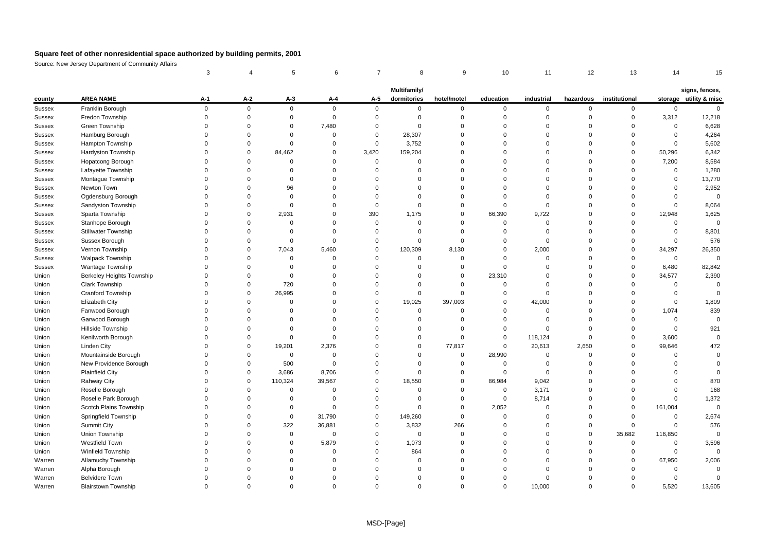# Square feet of other nonresidential space authorized by building permits, 2001

Source: New Jersey Department of Community Affairs

| | | 3 | 4 | 5 | 6 | 7 | 8 | 9 | 10 | 11 | 12 | 13 | 14 | 15 |
|---|---|---|---|---|---|---|---|---|---|---|---|---|---|---|
| county | AREA NAME | A-1 | A-2 | A-3 | A-4 | A-5 | Multifamily/ dormitories | hotel/motel | education | industrial | hazardous | institutional | storage | signs, fences, utility & misc |
| Sussex | Franklin Borough | 0 | 0 | 0 | 0 | 0 | 0 | 0 | 0 | 0 | 0 | 0 | 0 | 0 |
| Sussex | Fredon Township | 0 | 0 | 0 | 0 | 0 | 0 | 0 | 0 | 0 | 0 | 0 | 3,312 | 12,218 |
| Sussex | Green Township | 0 | 0 | 0 | 7,480 | 0 | 0 | 0 | 0 | 0 | 0 | 0 | 0 | 6,628 |
| Sussex | Hamburg Borough | 0 | 0 | 0 | 0 | 0 | 28,307 | 0 | 0 | 0 | 0 | 0 | 0 | 4,264 |
| Sussex | Hampton Township | 0 | 0 | 0 | 0 | 0 | 3,752 | 0 | 0 | 0 | 0 | 0 | 0 | 5,602 |
| Sussex | Hardyston Township | 0 | 0 | 84,462 | 0 | 3,420 | 159,204 | 0 | 0 | 0 | 0 | 0 | 50,296 | 6,342 |
| Sussex | Hopatcong Borough | 0 | 0 | 0 | 0 | 0 | 0 | 0 | 0 | 0 | 0 | 0 | 7,200 | 8,584 |
| Sussex | Lafayette Township | 0 | 0 | 0 | 0 | 0 | 0 | 0 | 0 | 0 | 0 | 0 | 0 | 1,280 |
| Sussex | Montague Township | 0 | 0 | 0 | 0 | 0 | 0 | 0 | 0 | 0 | 0 | 0 | 0 | 13,770 |
| Sussex | Newton Town | 0 | 0 | 96 | 0 | 0 | 0 | 0 | 0 | 0 | 0 | 0 | 0 | 2,952 |
| Sussex | Ogdensburg Borough | 0 | 0 | 0 | 0 | 0 | 0 | 0 | 0 | 0 | 0 | 0 | 0 | 0 |
| Sussex | Sandyston Township | 0 | 0 | 0 | 0 | 0 | 0 | 0 | 0 | 0 | 0 | 0 | 0 | 8,064 |
| Sussex | Sparta Township | 0 | 0 | 2,931 | 0 | 390 | 1,175 | 0 | 66,390 | 9,722 | 0 | 0 | 12,948 | 1,625 |
| Sussex | Stanhope Borough | 0 | 0 | 0 | 0 | 0 | 0 | 0 | 0 | 0 | 0 | 0 | 0 | 0 |
| Sussex | Stillwater Township | 0 | 0 | 0 | 0 | 0 | 0 | 0 | 0 | 0 | 0 | 0 | 0 | 8,801 |
| Sussex | Sussex Borough | 0 | 0 | 0 | 0 | 0 | 0 | 0 | 0 | 0 | 0 | 0 | 0 | 576 |
| Sussex | Vernon Township | 0 | 0 | 7,043 | 5,460 | 0 | 120,309 | 8,130 | 0 | 2,000 | 0 | 0 | 34,297 | 26,350 |
| Sussex | Walpack Township | 0 | 0 | 0 | 0 | 0 | 0 | 0 | 0 | 0 | 0 | 0 | 0 | 0 |
| Sussex | Wantage Township | 0 | 0 | 0 | 0 | 0 | 0 | 0 | 0 | 0 | 0 | 0 | 6,480 | 82,842 |
| Union | Berkeley Heights Township | 0 | 0 | 0 | 0 | 0 | 0 | 0 | 23,310 | 0 | 0 | 0 | 34,577 | 2,390 |
| Union | Clark Township | 0 | 0 | 720 | 0 | 0 | 0 | 0 | 0 | 0 | 0 | 0 | 0 | 0 |
| Union | Cranford Township | 0 | 0 | 26,995 | 0 | 0 | 0 | 0 | 0 | 0 | 0 | 0 | 0 | 0 |
| Union | Elizabeth City | 0 | 0 | 0 | 0 | 0 | 19,025 | 397,003 | 0 | 42,000 | 0 | 0 | 0 | 1,809 |
| Union | Fanwood Borough | 0 | 0 | 0 | 0 | 0 | 0 | 0 | 0 | 0 | 0 | 0 | 1,074 | 839 |
| Union | Garwood Borough | 0 | 0 | 0 | 0 | 0 | 0 | 0 | 0 | 0 | 0 | 0 | 0 | 0 |
| Union | Hillside Township | 0 | 0 | 0 | 0 | 0 | 0 | 0 | 0 | 0 | 0 | 0 | 0 | 921 |
| Union | Kenilworth Borough | 0 | 0 | 0 | 0 | 0 | 0 | 0 | 0 | 118,124 | 0 | 0 | 3,600 | 0 |
| Union | Linden City | 0 | 0 | 19,201 | 2,376 | 0 | 0 | 77,817 | 0 | 20,613 | 2,650 | 0 | 99,646 | 472 |
| Union | Mountainside Borough | 0 | 0 | 0 | 0 | 0 | 0 | 0 | 28,990 | 0 | 0 | 0 | 0 | 0 |
| Union | New Providence Borough | 0 | 0 | 500 | 0 | 0 | 0 | 0 | 0 | 0 | 0 | 0 | 0 | 0 |
| Union | Plainfield City | 0 | 0 | 3,686 | 8,706 | 0 | 0 | 0 | 0 | 0 | 0 | 0 | 0 | 0 |
| Union | Rahway City | 0 | 0 | 110,324 | 39,567 | 0 | 18,550 | 0 | 86,984 | 9,042 | 0 | 0 | 0 | 870 |
| Union | Roselle Borough | 0 | 0 | 0 | 0 | 0 | 0 | 0 | 0 | 3,171 | 0 | 0 | 0 | 168 |
| Union | Roselle Park Borough | 0 | 0 | 0 | 0 | 0 | 0 | 0 | 0 | 8,714 | 0 | 0 | 0 | 1,372 |
| Union | Scotch Plains Township | 0 | 0 | 0 | 0 | 0 | 0 | 0 | 2,052 | 0 | 0 | 0 | 161,004 | 0 |
| Union | Springfield Township | 0 | 0 | 0 | 31,790 | 0 | 149,260 | 0 | 0 | 0 | 0 | 0 | 0 | 2,674 |
| Union | Summit City | 0 | 0 | 322 | 36,881 | 0 | 3,832 | 266 | 0 | 0 | 0 | 0 | 0 | 576 |
| Union | Union Township | 0 | 0 | 0 | 0 | 0 | 0 | 0 | 0 | 0 | 0 | 35,682 | 116,850 | 0 |
| Union | Westfield Town | 0 | 0 | 0 | 5,879 | 0 | 1,073 | 0 | 0 | 0 | 0 | 0 | 0 | 3,596 |
| Union | Winfield Township | 0 | 0 | 0 | 0 | 0 | 864 | 0 | 0 | 0 | 0 | 0 | 0 | 0 |
| Warren | Allamuchy Township | 0 | 0 | 0 | 0 | 0 | 0 | 0 | 0 | 0 | 0 | 0 | 67,950 | 2,006 |
| Warren | Alpha Borough | 0 | 0 | 0 | 0 | 0 | 0 | 0 | 0 | 0 | 0 | 0 | 0 | 0 |
| Warren | Belvidere Town | 0 | 0 | 0 | 0 | 0 | 0 | 0 | 0 | 0 | 0 | 0 | 0 | 0 |
| Warren | Blairstown Township | 0 | 0 | 0 | 0 | 0 | 0 | 0 | 0 | 10,000 | 0 | 0 | 5,520 | 13,605 |

MSD-[Page]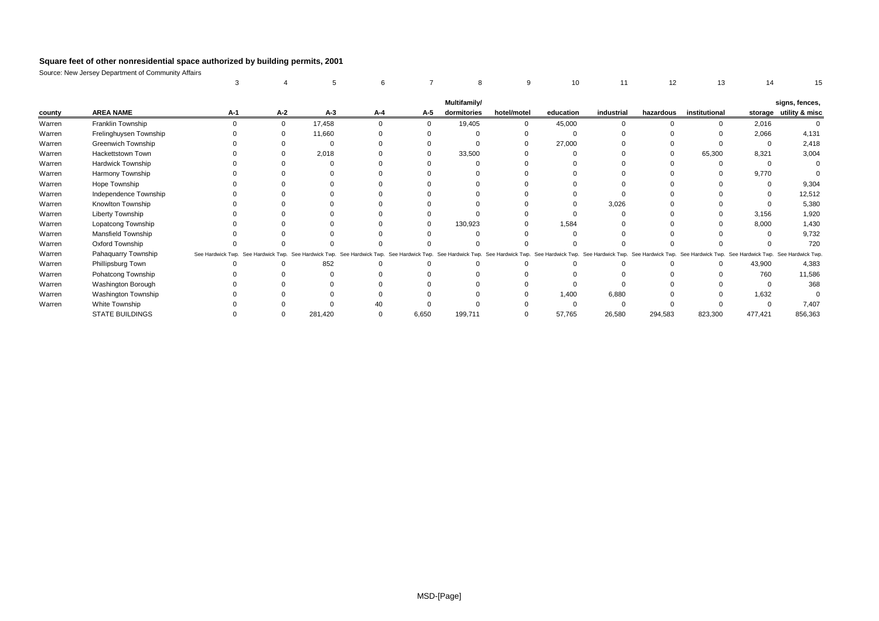## Square feet of other nonresidential space authorized by building permits, 2001

Source: New Jersey Department of Community Affairs

| | | 3 | 4 | 5 | 6 | 7 | 8 | 9 | 10 | 11 | 12 | 13 | 14 | 15 |
|---|---|---|---|---|---|---|---|---|---|---|---|---|---|---|
| county | AREA NAME | A-1 | A-2 | A-3 | A-4 | A-5 | Multifamily/ dormitories | hotel/motel | education | industrial | hazardous | institutional | storage | signs, fences, utility & misc |
| Warren | Franklin Township | 0 | 0 | 17,458 | 0 | 0 | 19,405 | 0 | 45,000 | 0 | 0 | 0 | 2,016 | 0 |
| Warren | Frelinghuysen Township | 0 | 0 | 11,660 | 0 | 0 | 0 | 0 | 0 | 0 | 0 | 0 | 2,066 | 4,131 |
| Warren | Greenwich Township | 0 | 0 | 0 | 0 | 0 | 0 | 0 | 27,000 | 0 | 0 | 0 | 0 | 2,418 |
| Warren | Hackettstown Town | 0 | 0 | 2,018 | 0 | 0 | 33,500 | 0 | 0 | 0 | 0 | 65,300 | 8,321 | 3,004 |
| Warren | Hardwick Township | 0 | 0 | 0 | 0 | 0 | 0 | 0 | 0 | 0 | 0 | 0 | 0 | 0 |
| Warren | Harmony Township | 0 | 0 | 0 | 0 | 0 | 0 | 0 | 0 | 0 | 0 | 0 | 9,770 | 0 |
| Warren | Hope Township | 0 | 0 | 0 | 0 | 0 | 0 | 0 | 0 | 0 | 0 | 0 | 0 | 9,304 |
| Warren | Independence Township | 0 | 0 | 0 | 0 | 0 | 0 | 0 | 0 | 0 | 0 | 0 | 0 | 12,512 |
| Warren | Knowlton Township | 0 | 0 | 0 | 0 | 0 | 0 | 0 | 0 | 3,026 | 0 | 0 | 0 | 5,380 |
| Warren | Liberty Township | 0 | 0 | 0 | 0 | 0 | 0 | 0 | 0 | 0 | 0 | 0 | 3,156 | 1,920 |
| Warren | Lopatcong Township | 0 | 0 | 0 | 0 | 0 | 130,923 | 0 | 1,584 | 0 | 0 | 0 | 8,000 | 1,430 |
| Warren | Mansfield Township | 0 | 0 | 0 | 0 | 0 | 0 | 0 | 0 | 0 | 0 | 0 | 0 | 9,732 |
| Warren | Oxford Township | 0 | 0 | 0 | 0 | 0 | 0 | 0 | 0 | 0 | 0 | 0 | 0 | 720 |
| Warren | Pahaquarry Township | See Hardwick Twp. | See Hardwick Twp. | See Hardwick Twp. | See Hardwick Twp. | See Hardwick Twp. | See Hardwick Twp. | See Hardwick Twp. | See Hardwick Twp. | See Hardwick Twp. | See Hardwick Twp. | See Hardwick Twp. | See Hardwick Twp. | See Hardwick Twp. |
| Warren | Phillipsburg Town | 0 | 0 | 852 | 0 | 0 | 0 | 0 | 0 | 0 | 0 | 0 | 43,900 | 4,383 |
| Warren | Pohatcong Township | 0 | 0 | 0 | 0 | 0 | 0 | 0 | 0 | 0 | 0 | 0 | 760 | 11,586 |
| Warren | Washington Borough | 0 | 0 | 0 | 0 | 0 | 0 | 0 | 0 | 0 | 0 | 0 | 0 | 368 |
| Warren | Washington Township | 0 | 0 | 0 | 0 | 0 | 0 | 0 | 1,400 | 6,880 | 0 | 0 | 1,632 | 0 |
| Warren | White Township | 0 | 0 | 0 | 40 | 0 | 0 | 0 | 0 | 0 | 0 | 0 | 0 | 7,407 |
| | STATE BUILDINGS | 0 | 0 | 281,420 | 0 | 6,650 | 199,711 | 0 | 57,765 | 26,580 | 294,583 | 823,300 | 477,421 | 856,363 |